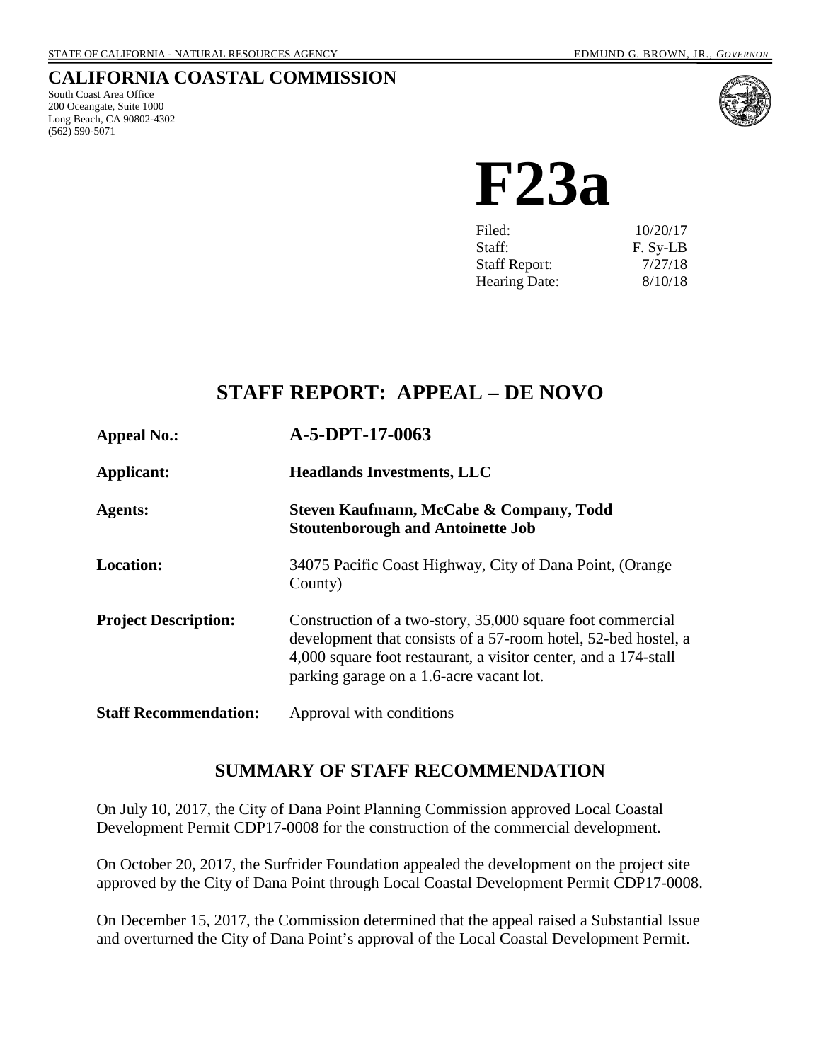STATE OF CALIFORNIA - NATURAL RESOURCES AGENCY EDMUND G. BROWN, JR., *GOVERNOR*

## CALIFORNIA COASTAL COMMISSION

South Coast Area Office
200 Oceangate, Suite 1000
Long Beach, CA 90802-4302
(562) 590-5071

# F23a

| | |
|---|---|
| Filed: | 10/20/17 |
| Staff: | F. Sy-LB |
| Staff Report: | 7/27/18 |
| Hearing Date: | 8/10/18 |

## STAFF REPORT: APPEAL – DE NOVO

| | |
|---|---|
| **Appeal No.:** | **A-5-DPT-17-0063** |
| **Applicant:** | **Headlands Investments, LLC** |
| **Agents:** | **Steven Kaufmann, McCabe & Company, Todd Stoutenborough and Antoinette Job** |
| **Location:** | 34075 Pacific Coast Highway, City of Dana Point, (Orange County) |
| **Project Description:** | Construction of a two-story, 35,000 square foot commercial development that consists of a 57-room hotel, 52-bed hostel, a 4,000 square foot restaurant, a visitor center, and a 174-stall parking garage on a 1.6-acre vacant lot. |
| **Staff Recommendation:** | Approval with conditions |

## SUMMARY OF STAFF RECOMMENDATION

On July 10, 2017, the City of Dana Point Planning Commission approved Local Coastal Development Permit CDP17-0008 for the construction of the commercial development.

On October 20, 2017, the Surfrider Foundation appealed the development on the project site approved by the City of Dana Point through Local Coastal Development Permit CDP17-0008.

On December 15, 2017, the Commission determined that the appeal raised a Substantial Issue and overturned the City of Dana Point's approval of the Local Coastal Development Permit.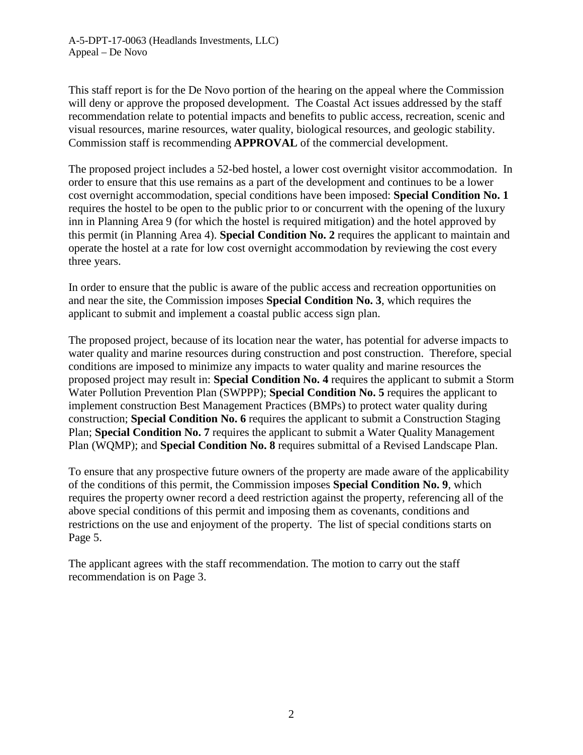This staff report is for the De Novo portion of the hearing on the appeal where the Commission will deny or approve the proposed development. The Coastal Act issues addressed by the staff recommendation relate to potential impacts and benefits to public access, recreation, scenic and visual resources, marine resources, water quality, biological resources, and geologic stability. Commission staff is recommending **APPROVAL** of the commercial development.

The proposed project includes a 52-bed hostel, a lower cost overnight visitor accommodation. In order to ensure that this use remains as a part of the development and continues to be a lower cost overnight accommodation, special conditions have been imposed: **Special Condition No. 1** requires the hostel to be open to the public prior to or concurrent with the opening of the luxury inn in Planning Area 9 (for which the hostel is required mitigation) and the hotel approved by this permit (in Planning Area 4). **Special Condition No. 2** requires the applicant to maintain and operate the hostel at a rate for low cost overnight accommodation by reviewing the cost every three years.

In order to ensure that the public is aware of the public access and recreation opportunities on and near the site, the Commission imposes **Special Condition No. 3**, which requires the applicant to submit and implement a coastal public access sign plan.

The proposed project, because of its location near the water, has potential for adverse impacts to water quality and marine resources during construction and post construction. Therefore, special conditions are imposed to minimize any impacts to water quality and marine resources the proposed project may result in: **Special Condition No. 4** requires the applicant to submit a Storm Water Pollution Prevention Plan (SWPPP); **Special Condition No. 5** requires the applicant to implement construction Best Management Practices (BMPs) to protect water quality during construction; **Special Condition No. 6** requires the applicant to submit a Construction Staging Plan; **Special Condition No. 7** requires the applicant to submit a Water Quality Management Plan (WQMP); and **Special Condition No. 8** requires submittal of a Revised Landscape Plan.

To ensure that any prospective future owners of the property are made aware of the applicability of the conditions of this permit, the Commission imposes **Special Condition No. 9**, which requires the property owner record a deed restriction against the property, referencing all of the above special conditions of this permit and imposing them as covenants, conditions and restrictions on the use and enjoyment of the property. The list of special conditions starts on Page 5.

The applicant agrees with the staff recommendation. The motion to carry out the staff recommendation is on Page 3.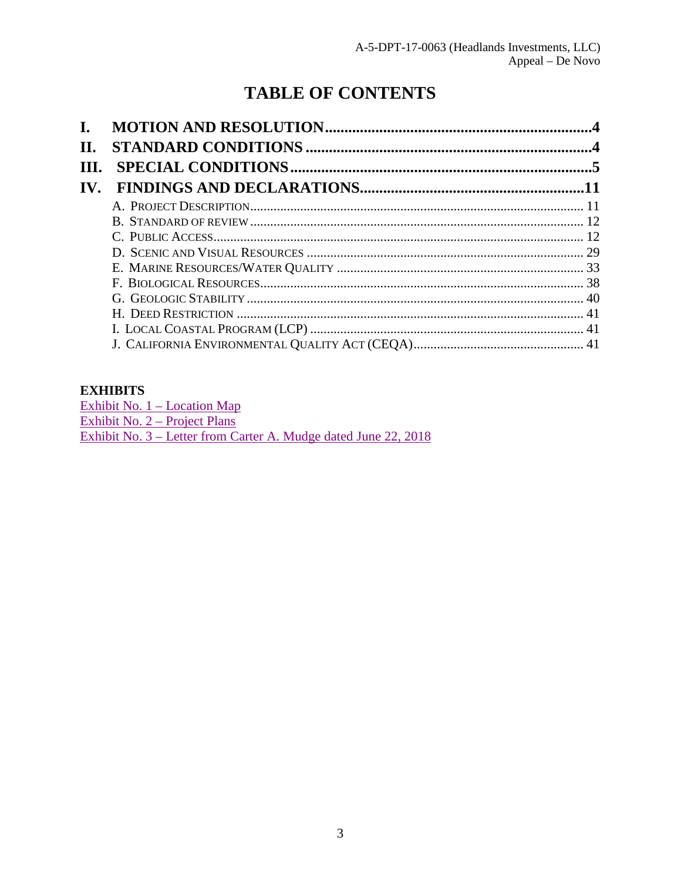# TABLE OF CONTENTS

**I. MOTION AND RESOLUTION....................................................................4**
**II. STANDARD CONDITIONS ......................................................................4**
**III. SPECIAL CONDITIONS..........................................................................5**
**IV. FINDINGS AND DECLARATIONS.........................................................11**

- A. PROJECT DESCRIPTION.................................................................................................. 11
- B. STANDARD OF REVIEW.................................................................................................. 12
- C. PUBLIC ACCESS............................................................................................................. 12
- D. SCENIC AND VISUAL RESOURCES .................................................................................. 29
- E. MARINE RESOURCES/WATER QUALITY .......................................................................... 33
- F. BIOLOGICAL RESOURCES................................................................................................ 38
- G. GEOLOGIC STABILITY .................................................................................................... 40
- H. DEED RESTRICTION ....................................................................................................... 41
- I. LOCAL COASTAL PROGRAM (LCP) ................................................................................. 41
- J. CALIFORNIA ENVIRONMENTAL QUALITY ACT (CEQA).................................................. 41

**EXHIBITS**

Exhibit No. 1 – Location Map
Exhibit No. 2 – Project Plans
Exhibit No. 3 – Letter from Carter A. Mudge dated June 22, 2018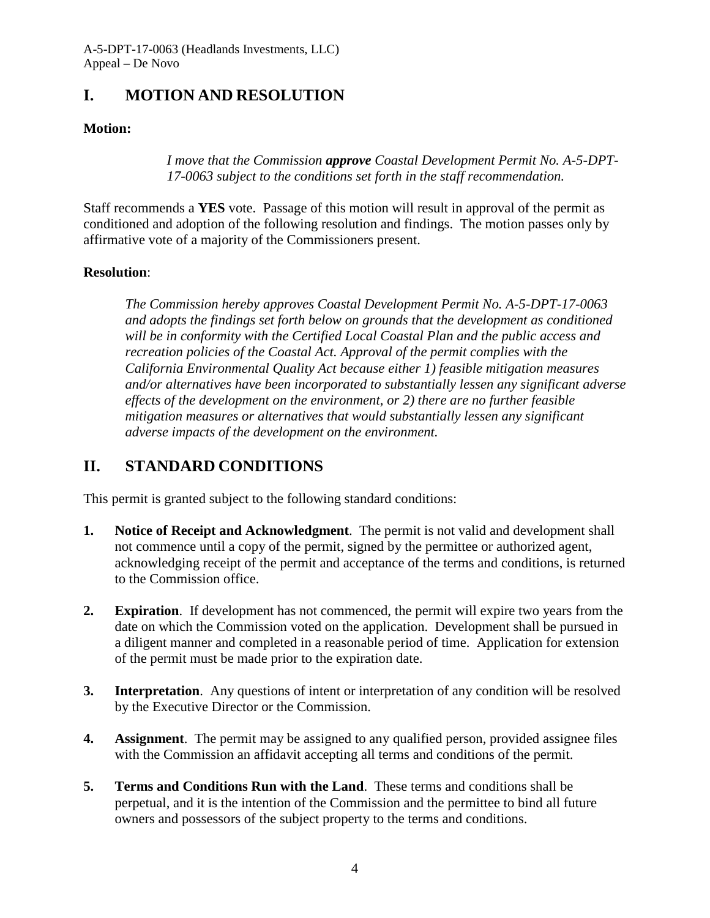## I. MOTION AND RESOLUTION

**Motion:**

> *I move that the Commission **approve** Coastal Development Permit No. A-5-DPT-17-0063 subject to the conditions set forth in the staff recommendation.*

Staff recommends a **YES** vote. Passage of this motion will result in approval of the permit as conditioned and adoption of the following resolution and findings. The motion passes only by affirmative vote of a majority of the Commissioners present.

**Resolution**:

> *The Commission hereby approves Coastal Development Permit No. A-5-DPT-17-0063 and adopts the findings set forth below on grounds that the development as conditioned will be in conformity with the Certified Local Coastal Plan and the public access and recreation policies of the Coastal Act. Approval of the permit complies with the California Environmental Quality Act because either 1) feasible mitigation measures and/or alternatives have been incorporated to substantially lessen any significant adverse effects of the development on the environment, or 2) there are no further feasible mitigation measures or alternatives that would substantially lessen any significant adverse impacts of the development on the environment.*

## II. STANDARD CONDITIONS

This permit is granted subject to the following standard conditions:

1. **Notice of Receipt and Acknowledgment**. The permit is not valid and development shall not commence until a copy of the permit, signed by the permittee or authorized agent, acknowledging receipt of the permit and acceptance of the terms and conditions, is returned to the Commission office.

2. **Expiration**. If development has not commenced, the permit will expire two years from the date on which the Commission voted on the application. Development shall be pursued in a diligent manner and completed in a reasonable period of time. Application for extension of the permit must be made prior to the expiration date.

3. **Interpretation**. Any questions of intent or interpretation of any condition will be resolved by the Executive Director or the Commission.

4. **Assignment**. The permit may be assigned to any qualified person, provided assignee files with the Commission an affidavit accepting all terms and conditions of the permit.

5. **Terms and Conditions Run with the Land**. These terms and conditions shall be perpetual, and it is the intention of the Commission and the permittee to bind all future owners and possessors of the subject property to the terms and conditions.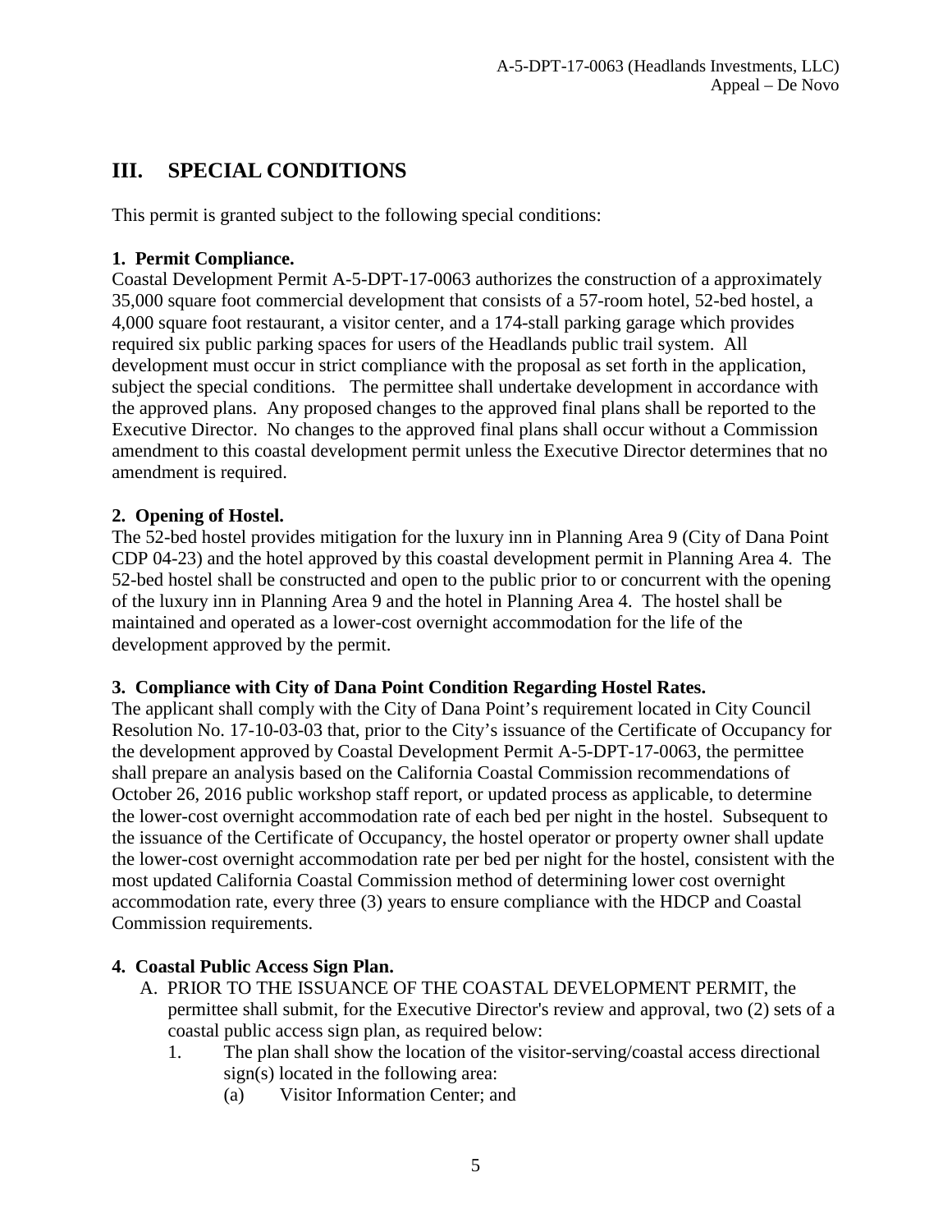## III. SPECIAL CONDITIONS

This permit is granted subject to the following special conditions:

**1. Permit Compliance.**
Coastal Development Permit A-5-DPT-17-0063 authorizes the construction of a approximately 35,000 square foot commercial development that consists of a 57-room hotel, 52-bed hostel, a 4,000 square foot restaurant, a visitor center, and a 174-stall parking garage which provides required six public parking spaces for users of the Headlands public trail system. All development must occur in strict compliance with the proposal as set forth in the application, subject the special conditions. The permittee shall undertake development in accordance with the approved plans. Any proposed changes to the approved final plans shall be reported to the Executive Director. No changes to the approved final plans shall occur without a Commission amendment to this coastal development permit unless the Executive Director determines that no amendment is required.

**2. Opening of Hostel.**
The 52-bed hostel provides mitigation for the luxury inn in Planning Area 9 (City of Dana Point CDP 04-23) and the hotel approved by this coastal development permit in Planning Area 4. The 52-bed hostel shall be constructed and open to the public prior to or concurrent with the opening of the luxury inn in Planning Area 9 and the hotel in Planning Area 4. The hostel shall be maintained and operated as a lower-cost overnight accommodation for the life of the development approved by the permit.

**3. Compliance with City of Dana Point Condition Regarding Hostel Rates.**
The applicant shall comply with the City of Dana Point's requirement located in City Council Resolution No. 17-10-03-03 that, prior to the City's issuance of the Certificate of Occupancy for the development approved by Coastal Development Permit A-5-DPT-17-0063, the permittee shall prepare an analysis based on the California Coastal Commission recommendations of October 26, 2016 public workshop staff report, or updated process as applicable, to determine the lower-cost overnight accommodation rate of each bed per night in the hostel. Subsequent to the issuance of the Certificate of Occupancy, the hostel operator or property owner shall update the lower-cost overnight accommodation rate per bed per night for the hostel, consistent with the most updated California Coastal Commission method of determining lower cost overnight accommodation rate, every three (3) years to ensure compliance with the HDCP and Coastal Commission requirements.

**4. Coastal Public Access Sign Plan.**

A. PRIOR TO THE ISSUANCE OF THE COASTAL DEVELOPMENT PERMIT, the permittee shall submit, for the Executive Director's review and approval, two (2) sets of a coastal public access sign plan, as required below:

   1. The plan shall show the location of the visitor-serving/coastal access directional sign(s) located in the following area:

      (a) Visitor Information Center; and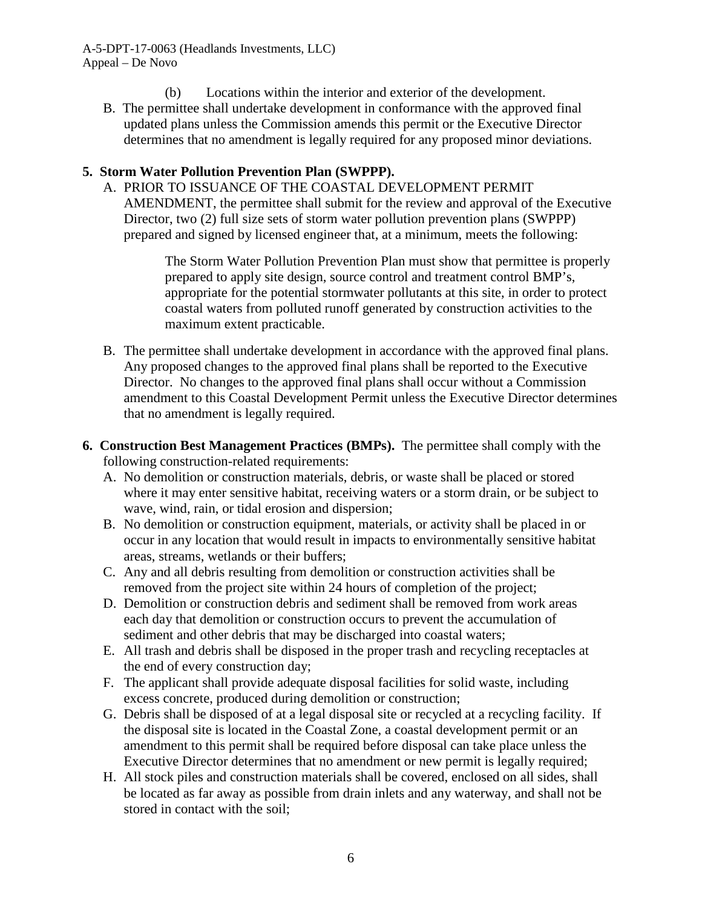(b) Locations within the interior and exterior of the development.

B. The permittee shall undertake development in conformance with the approved final updated plans unless the Commission amends this permit or the Executive Director determines that no amendment is legally required for any proposed minor deviations.

**5. Storm Water Pollution Prevention Plan (SWPPP).**

A. PRIOR TO ISSUANCE OF THE COASTAL DEVELOPMENT PERMIT AMENDMENT, the permittee shall submit for the review and approval of the Executive Director, two (2) full size sets of storm water pollution prevention plans (SWPPP) prepared and signed by licensed engineer that, at a minimum, meets the following:

> The Storm Water Pollution Prevention Plan must show that permittee is properly prepared to apply site design, source control and treatment control BMP's, appropriate for the potential stormwater pollutants at this site, in order to protect coastal waters from polluted runoff generated by construction activities to the maximum extent practicable.

B. The permittee shall undertake development in accordance with the approved final plans. Any proposed changes to the approved final plans shall be reported to the Executive Director. No changes to the approved final plans shall occur without a Commission amendment to this Coastal Development Permit unless the Executive Director determines that no amendment is legally required.

**6. Construction Best Management Practices (BMPs).** The permittee shall comply with the following construction-related requirements:

A. No demolition or construction materials, debris, or waste shall be placed or stored where it may enter sensitive habitat, receiving waters or a storm drain, or be subject to wave, wind, rain, or tidal erosion and dispersion;

B. No demolition or construction equipment, materials, or activity shall be placed in or occur in any location that would result in impacts to environmentally sensitive habitat areas, streams, wetlands or their buffers;

C. Any and all debris resulting from demolition or construction activities shall be removed from the project site within 24 hours of completion of the project;

D. Demolition or construction debris and sediment shall be removed from work areas each day that demolition or construction occurs to prevent the accumulation of sediment and other debris that may be discharged into coastal waters;

E. All trash and debris shall be disposed in the proper trash and recycling receptacles at the end of every construction day;

F. The applicant shall provide adequate disposal facilities for solid waste, including excess concrete, produced during demolition or construction;

G. Debris shall be disposed of at a legal disposal site or recycled at a recycling facility. If the disposal site is located in the Coastal Zone, a coastal development permit or an amendment to this permit shall be required before disposal can take place unless the Executive Director determines that no amendment or new permit is legally required;

H. All stock piles and construction materials shall be covered, enclosed on all sides, shall be located as far away as possible from drain inlets and any waterway, and shall not be stored in contact with the soil;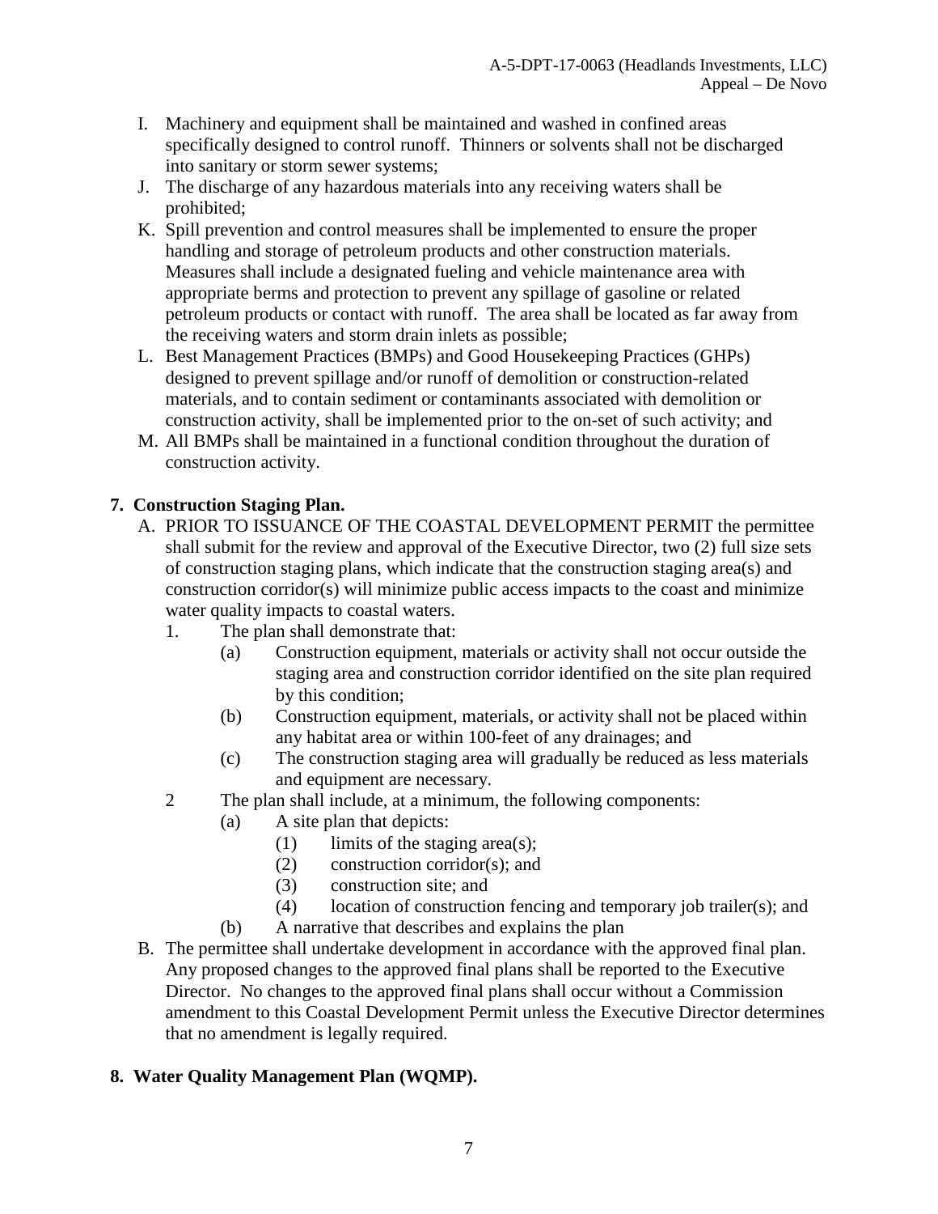I. Machinery and equipment shall be maintained and washed in confined areas specifically designed to control runoff. Thinners or solvents shall not be discharged into sanitary or storm sewer systems;
J. The discharge of any hazardous materials into any receiving waters shall be prohibited;
K. Spill prevention and control measures shall be implemented to ensure the proper handling and storage of petroleum products and other construction materials. Measures shall include a designated fueling and vehicle maintenance area with appropriate berms and protection to prevent any spillage of gasoline or related petroleum products or contact with runoff. The area shall be located as far away from the receiving waters and storm drain inlets as possible;
L. Best Management Practices (BMPs) and Good Housekeeping Practices (GHPs) designed to prevent spillage and/or runoff of demolition or construction-related materials, and to contain sediment or contaminants associated with demolition or construction activity, shall be implemented prior to the on-set of such activity; and
M. All BMPs shall be maintained in a functional condition throughout the duration of construction activity.

**7. Construction Staging Plan.**

A. PRIOR TO ISSUANCE OF THE COASTAL DEVELOPMENT PERMIT the permittee shall submit for the review and approval of the Executive Director, two (2) full size sets of construction staging plans, which indicate that the construction staging area(s) and construction corridor(s) will minimize public access impacts to the coast and minimize water quality impacts to coastal waters.

1. The plan shall demonstrate that:
   - (a) Construction equipment, materials or activity shall not occur outside the staging area and construction corridor identified on the site plan required by this condition;
   - (b) Construction equipment, materials, or activity shall not be placed within any habitat area or within 100-feet of any drainages; and
   - (c) The construction staging area will gradually be reduced as less materials and equipment are necessary.

2 The plan shall include, at a minimum, the following components:
   - (a) A site plan that depicts:
     - (1) limits of the staging area(s);
     - (2) construction corridor(s); and
     - (3) construction site; and
     - (4) location of construction fencing and temporary job trailer(s); and
   - (b) A narrative that describes and explains the plan

B. The permittee shall undertake development in accordance with the approved final plan. Any proposed changes to the approved final plans shall be reported to the Executive Director. No changes to the approved final plans shall occur without a Commission amendment to this Coastal Development Permit unless the Executive Director determines that no amendment is legally required.

**8. Water Quality Management Plan (WQMP).**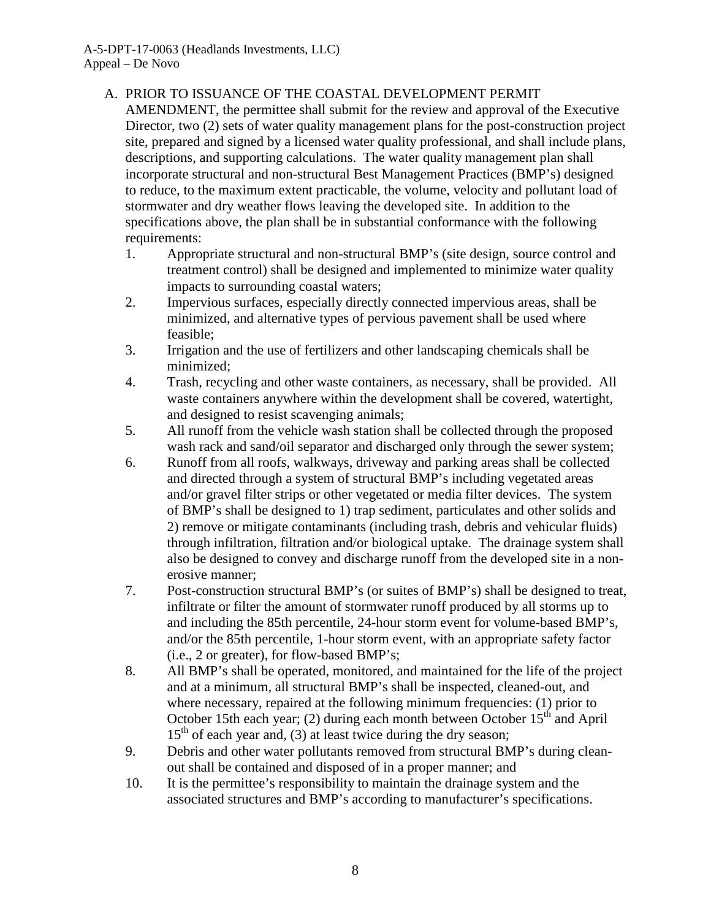A. PRIOR TO ISSUANCE OF THE COASTAL DEVELOPMENT PERMIT AMENDMENT, the permittee shall submit for the review and approval of the Executive Director, two (2) sets of water quality management plans for the post-construction project site, prepared and signed by a licensed water quality professional, and shall include plans, descriptions, and supporting calculations. The water quality management plan shall incorporate structural and non-structural Best Management Practices (BMP's) designed to reduce, to the maximum extent practicable, the volume, velocity and pollutant load of stormwater and dry weather flows leaving the developed site. In addition to the specifications above, the plan shall be in substantial conformance with the following requirements:

   1. Appropriate structural and non-structural BMP's (site design, source control and treatment control) shall be designed and implemented to minimize water quality impacts to surrounding coastal waters;
   2. Impervious surfaces, especially directly connected impervious areas, shall be minimized, and alternative types of pervious pavement shall be used where feasible;
   3. Irrigation and the use of fertilizers and other landscaping chemicals shall be minimized;
   4. Trash, recycling and other waste containers, as necessary, shall be provided. All waste containers anywhere within the development shall be covered, watertight, and designed to resist scavenging animals;
   5. All runoff from the vehicle wash station shall be collected through the proposed wash rack and sand/oil separator and discharged only through the sewer system;
   6. Runoff from all roofs, walkways, driveway and parking areas shall be collected and directed through a system of structural BMP's including vegetated areas and/or gravel filter strips or other vegetated or media filter devices. The system of BMP's shall be designed to 1) trap sediment, particulates and other solids and 2) remove or mitigate contaminants (including trash, debris and vehicular fluids) through infiltration, filtration and/or biological uptake. The drainage system shall also be designed to convey and discharge runoff from the developed site in a non-erosive manner;
   7. Post-construction structural BMP's (or suites of BMP's) shall be designed to treat, infiltrate or filter the amount of stormwater runoff produced by all storms up to and including the 85th percentile, 24-hour storm event for volume-based BMP's, and/or the 85th percentile, 1-hour storm event, with an appropriate safety factor (i.e., 2 or greater), for flow-based BMP's;
   8. All BMP's shall be operated, monitored, and maintained for the life of the project and at a minimum, all structural BMP's shall be inspected, cleaned-out, and where necessary, repaired at the following minimum frequencies: (1) prior to October 15th each year; (2) during each month between October 15th and April 15th of each year and, (3) at least twice during the dry season;
   9. Debris and other water pollutants removed from structural BMP's during clean-out shall be contained and disposed of in a proper manner; and
   10. It is the permittee's responsibility to maintain the drainage system and the associated structures and BMP's according to manufacturer's specifications.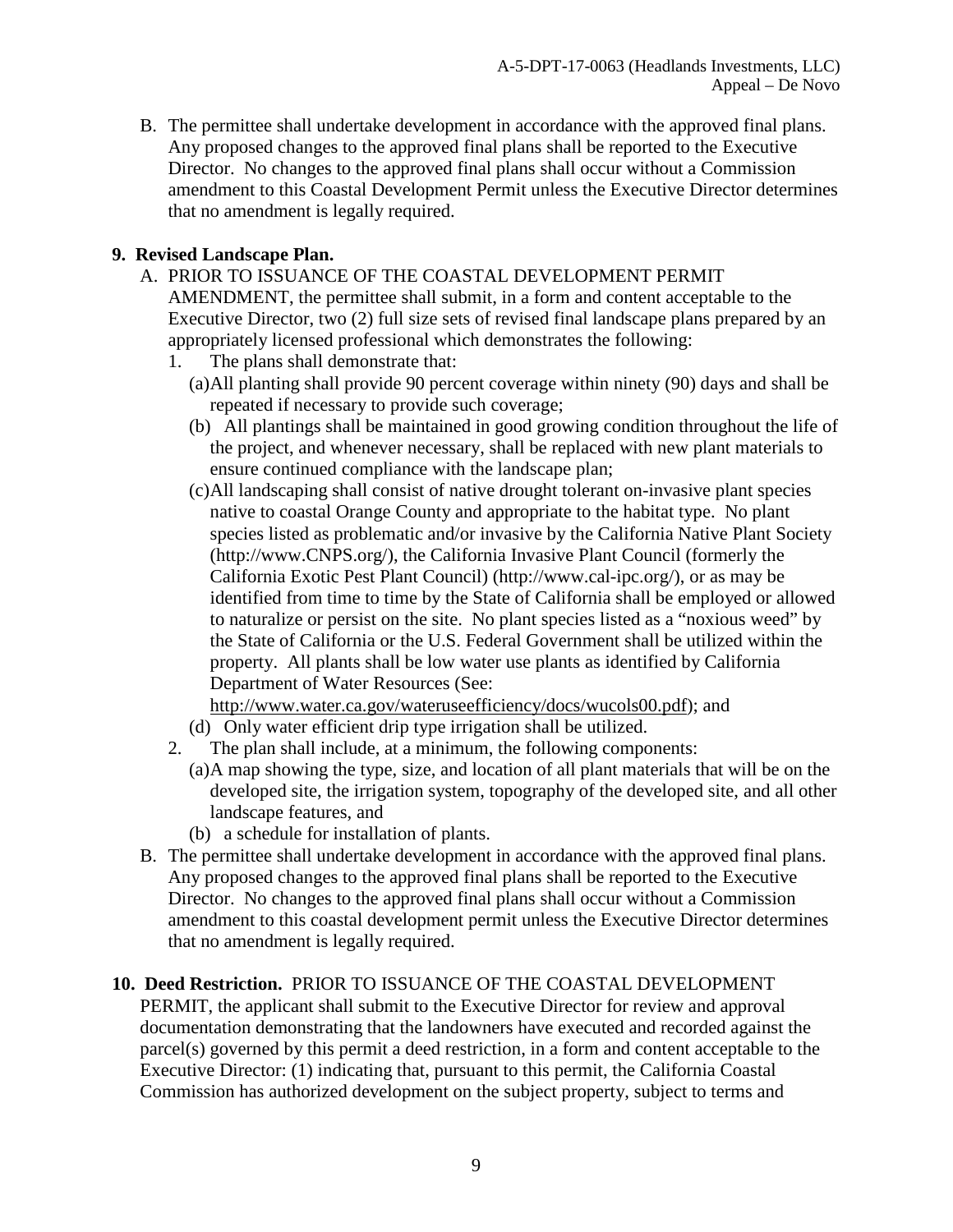B. The permittee shall undertake development in accordance with the approved final plans. Any proposed changes to the approved final plans shall be reported to the Executive Director. No changes to the approved final plans shall occur without a Commission amendment to this Coastal Development Permit unless the Executive Director determines that no amendment is legally required.

**9. Revised Landscape Plan.**

A. PRIOR TO ISSUANCE OF THE COASTAL DEVELOPMENT PERMIT AMENDMENT, the permittee shall submit, in a form and content acceptable to the Executive Director, two (2) full size sets of revised final landscape plans prepared by an appropriately licensed professional which demonstrates the following:

1. The plans shall demonstrate that:

   (a) All planting shall provide 90 percent coverage within ninety (90) days and shall be repeated if necessary to provide such coverage;

   (b) All plantings shall be maintained in good growing condition throughout the life of the project, and whenever necessary, shall be replaced with new plant materials to ensure continued compliance with the landscape plan;

   (c) All landscaping shall consist of native drought tolerant on-invasive plant species native to coastal Orange County and appropriate to the habitat type. No plant species listed as problematic and/or invasive by the California Native Plant Society (http://www.CNPS.org/), the California Invasive Plant Council (formerly the California Exotic Pest Plant Council) (http://www.cal-ipc.org/), or as may be identified from time to time by the State of California shall be employed or allowed to naturalize or persist on the site. No plant species listed as a "noxious weed" by the State of California or the U.S. Federal Government shall be utilized within the property. All plants shall be low water use plants as identified by California Department of Water Resources (See: http://www.water.ca.gov/wateruseefficiency/docs/wucols00.pdf); and

   (d) Only water efficient drip type irrigation shall be utilized.

2. The plan shall include, at a minimum, the following components:

   (a) A map showing the type, size, and location of all plant materials that will be on the developed site, the irrigation system, topography of the developed site, and all other landscape features, and

   (b) a schedule for installation of plants.

B. The permittee shall undertake development in accordance with the approved final plans. Any proposed changes to the approved final plans shall be reported to the Executive Director. No changes to the approved final plans shall occur without a Commission amendment to this coastal development permit unless the Executive Director determines that no amendment is legally required.

**10. Deed Restriction.** PRIOR TO ISSUANCE OF THE COASTAL DEVELOPMENT PERMIT, the applicant shall submit to the Executive Director for review and approval documentation demonstrating that the landowners have executed and recorded against the parcel(s) governed by this permit a deed restriction, in a form and content acceptable to the Executive Director: (1) indicating that, pursuant to this permit, the California Coastal Commission has authorized development on the subject property, subject to terms and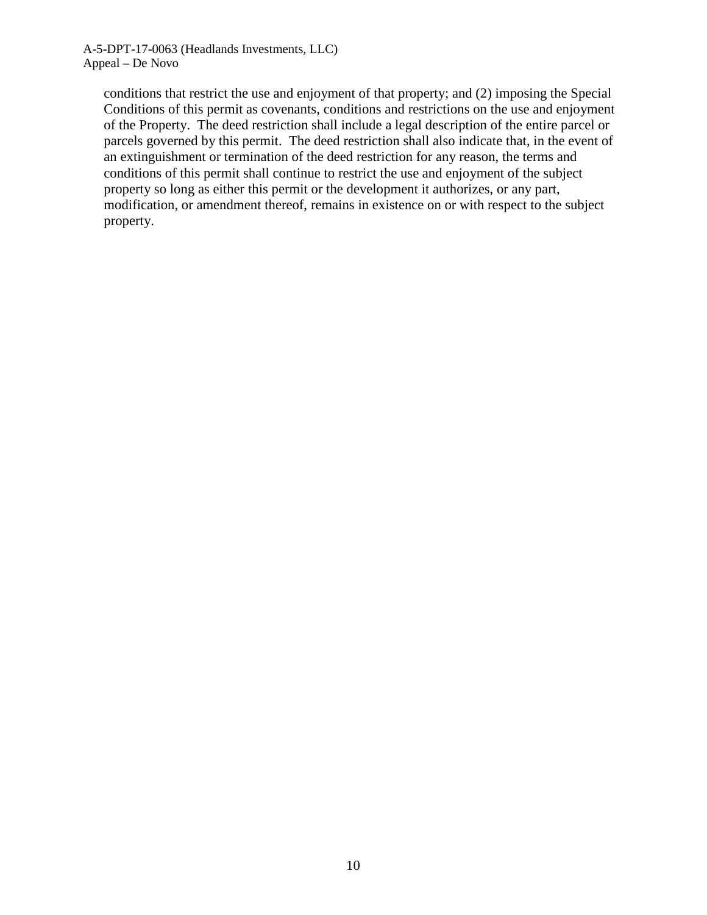conditions that restrict the use and enjoyment of that property; and (2) imposing the Special Conditions of this permit as covenants, conditions and restrictions on the use and enjoyment of the Property. The deed restriction shall include a legal description of the entire parcel or parcels governed by this permit. The deed restriction shall also indicate that, in the event of an extinguishment or termination of the deed restriction for any reason, the terms and conditions of this permit shall continue to restrict the use and enjoyment of the subject property so long as either this permit or the development it authorizes, or any part, modification, or amendment thereof, remains in existence on or with respect to the subject property.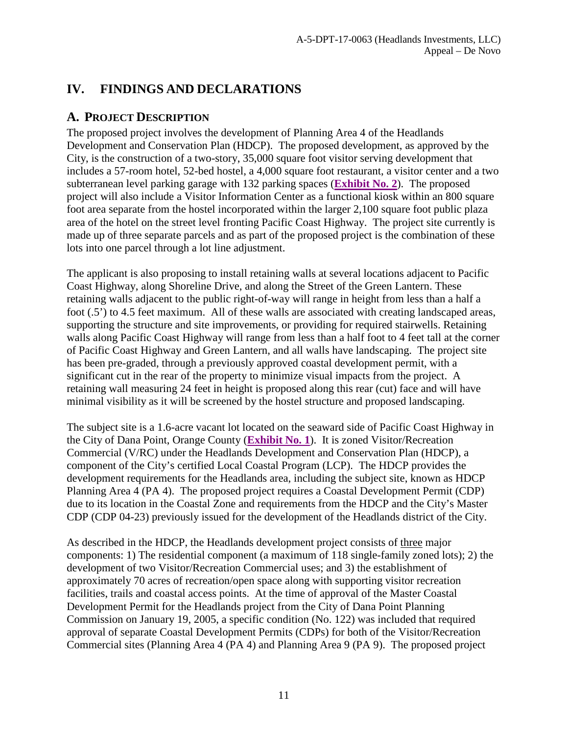# IV. FINDINGS AND DECLARATIONS

## A. PROJECT DESCRIPTION

The proposed project involves the development of Planning Area 4 of the Headlands Development and Conservation Plan (HDCP). The proposed development, as approved by the City, is the construction of a two-story, 35,000 square foot visitor serving development that includes a 57-room hotel, 52-bed hostel, a 4,000 square foot restaurant, a visitor center and a two subterranean level parking garage with 132 parking spaces (**Exhibit No. 2**). The proposed project will also include a Visitor Information Center as a functional kiosk within an 800 square foot area separate from the hostel incorporated within the larger 2,100 square foot public plaza area of the hotel on the street level fronting Pacific Coast Highway. The project site currently is made up of three separate parcels and as part of the proposed project is the combination of these lots into one parcel through a lot line adjustment.

The applicant is also proposing to install retaining walls at several locations adjacent to Pacific Coast Highway, along Shoreline Drive, and along the Street of the Green Lantern. These retaining walls adjacent to the public right-of-way will range in height from less than a half a foot (.5') to 4.5 feet maximum. All of these walls are associated with creating landscaped areas, supporting the structure and site improvements, or providing for required stairwells. Retaining walls along Pacific Coast Highway will range from less than a half foot to 4 feet tall at the corner of Pacific Coast Highway and Green Lantern, and all walls have landscaping. The project site has been pre-graded, through a previously approved coastal development permit, with a significant cut in the rear of the property to minimize visual impacts from the project. A retaining wall measuring 24 feet in height is proposed along this rear (cut) face and will have minimal visibility as it will be screened by the hostel structure and proposed landscaping.

The subject site is a 1.6-acre vacant lot located on the seaward side of Pacific Coast Highway in the City of Dana Point, Orange County (**Exhibit No. 1**). It is zoned Visitor/Recreation Commercial (V/RC) under the Headlands Development and Conservation Plan (HDCP), a component of the City's certified Local Coastal Program (LCP). The HDCP provides the development requirements for the Headlands area, including the subject site, known as HDCP Planning Area 4 (PA 4). The proposed project requires a Coastal Development Permit (CDP) due to its location in the Coastal Zone and requirements from the HDCP and the City's Master CDP (CDP 04-23) previously issued for the development of the Headlands district of the City.

As described in the HDCP, the Headlands development project consists of <u>three</u> major components: 1) The residential component (a maximum of 118 single-family zoned lots); 2) the development of two Visitor/Recreation Commercial uses; and 3) the establishment of approximately 70 acres of recreation/open space along with supporting visitor recreation facilities, trails and coastal access points. At the time of approval of the Master Coastal Development Permit for the Headlands project from the City of Dana Point Planning Commission on January 19, 2005, a specific condition (No. 122) was included that required approval of separate Coastal Development Permits (CDPs) for both of the Visitor/Recreation Commercial sites (Planning Area 4 (PA 4) and Planning Area 9 (PA 9). The proposed project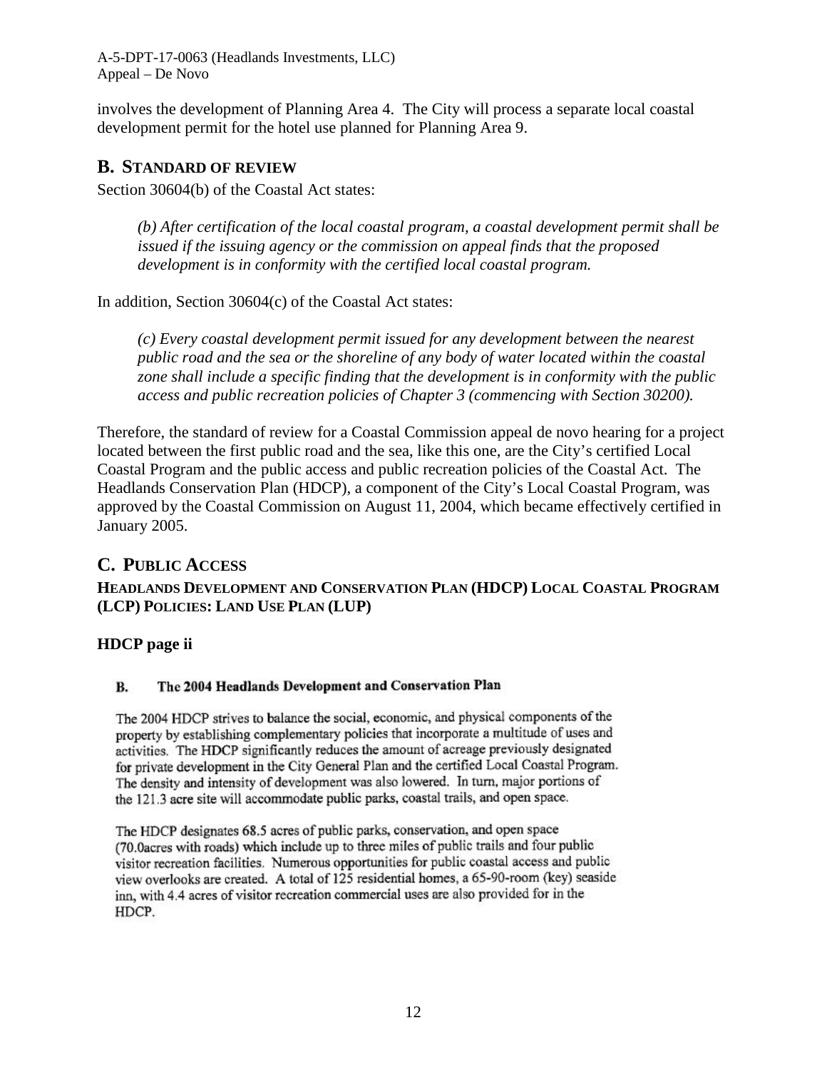involves the development of Planning Area 4. The City will process a separate local coastal development permit for the hotel use planned for Planning Area 9.

## B. STANDARD OF REVIEW

Section 30604(b) of the Coastal Act states:

> *(b) After certification of the local coastal program, a coastal development permit shall be issued if the issuing agency or the commission on appeal finds that the proposed development is in conformity with the certified local coastal program.*

In addition, Section 30604(c) of the Coastal Act states:

> *(c) Every coastal development permit issued for any development between the nearest public road and the sea or the shoreline of any body of water located within the coastal zone shall include a specific finding that the development is in conformity with the public access and public recreation policies of Chapter 3 (commencing with Section 30200).*

Therefore, the standard of review for a Coastal Commission appeal de novo hearing for a project located between the first public road and the sea, like this one, are the City's certified Local Coastal Program and the public access and public recreation policies of the Coastal Act. The Headlands Conservation Plan (HDCP), a component of the City's Local Coastal Program, was approved by the Coastal Commission on August 11, 2004, which became effectively certified in January 2005.

## C. PUBLIC ACCESS

### HEADLANDS DEVELOPMENT AND CONSERVATION PLAN (HDCP) LOCAL COASTAL PROGRAM (LCP) POLICIES: LAND USE PLAN (LUP)

#### HDCP page ii

**B. The 2004 Headlands Development and Conservation Plan**

The 2004 HDCP strives to balance the social, economic, and physical components of the property by establishing complementary policies that incorporate a multitude of uses and activities. The HDCP significantly reduces the amount of acreage previously designated for private development in the City General Plan and the certified Local Coastal Program. The density and intensity of development was also lowered. In turn, major portions of the 121.3 acre site will accommodate public parks, coastal trails, and open space.

The HDCP designates 68.5 acres of public parks, conservation, and open space (70.0acres with roads) which include up to three miles of public trails and four public visitor recreation facilities. Numerous opportunities for public coastal access and public view overlooks are created. A total of 125 residential homes, a 65-90-room (key) seaside inn, with 4.4 acres of visitor recreation commercial uses are also provided for in the HDCP.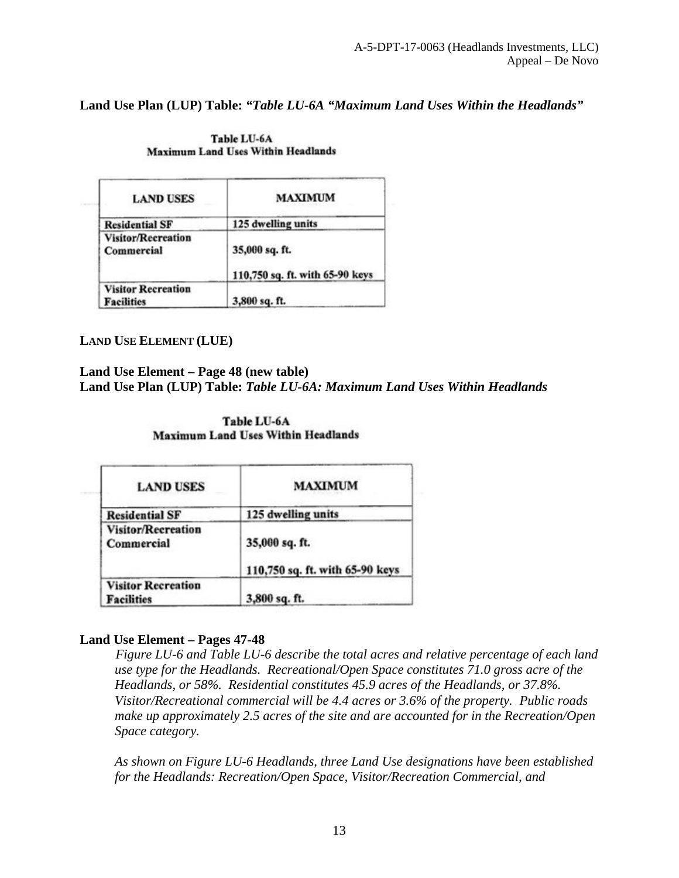**Land Use Plan (LUP) Table:** ***"Table LU-6A "Maximum Land Uses Within the Headlands"***

Table LU-6A
Maximum Land Uses Within Headlands

| LAND USES | MAXIMUM |
| --- | --- |
| Residential SF | 125 dwelling units |
| Visitor/Recreation Commercial | 35,000 sq. ft.<br><br>110,750 sq. ft. with 65-90 keys |
| Visitor Recreation Facilities | 3,800 sq. ft. |

**LAND USE ELEMENT (LUE)**

**Land Use Element – Page 48 (new table)**
**Land Use Plan (LUP) Table:** ***Table LU-6A: Maximum Land Uses Within Headlands***

Table LU-6A
Maximum Land Uses Within Headlands

| LAND USES | MAXIMUM |
| --- | --- |
| Residential SF | 125 dwelling units |
| Visitor/Recreation Commercial | 35,000 sq. ft.<br><br>110,750 sq. ft. with 65-90 keys |
| Visitor Recreation Facilities | 3,800 sq. ft. |

**Land Use Element – Pages 47-48**

*Figure LU-6 and Table LU-6 describe the total acres and relative percentage of each land use type for the Headlands. Recreational/Open Space constitutes 71.0 gross acre of the Headlands, or 58%. Residential constitutes 45.9 acres of the Headlands, or 37.8%. Visitor/Recreational commercial will be 4.4 acres or 3.6% of the property. Public roads make up approximately 2.5 acres of the site and are accounted for in the Recreation/Open Space category.*

*As shown on Figure LU-6 Headlands, three Land Use designations have been established for the Headlands: Recreation/Open Space, Visitor/Recreation Commercial, and*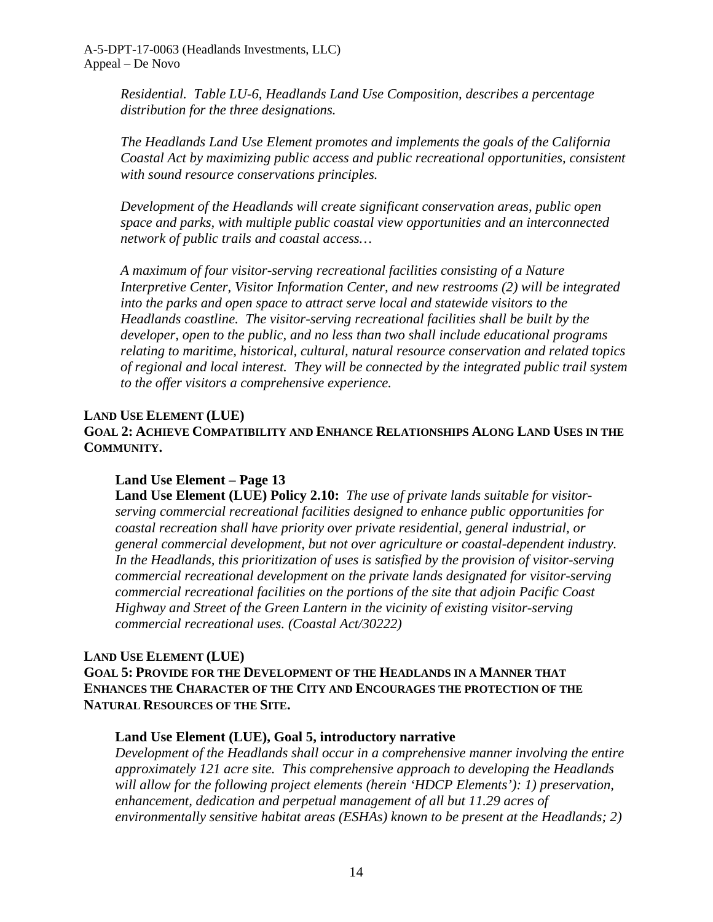*Residential. Table LU-6, Headlands Land Use Composition, describes a percentage distribution for the three designations.*

*The Headlands Land Use Element promotes and implements the goals of the California Coastal Act by maximizing public access and public recreational opportunities, consistent with sound resource conservations principles.*

*Development of the Headlands will create significant conservation areas, public open space and parks, with multiple public coastal view opportunities and an interconnected network of public trails and coastal access…*

*A maximum of four visitor-serving recreational facilities consisting of a Nature Interpretive Center, Visitor Information Center, and new restrooms (2) will be integrated into the parks and open space to attract serve local and statewide visitors to the Headlands coastline. The visitor-serving recreational facilities shall be built by the developer, open to the public, and no less than two shall include educational programs relating to maritime, historical, cultural, natural resource conservation and related topics of regional and local interest. They will be connected by the integrated public trail system to the offer visitors a comprehensive experience.*

**LAND USE ELEMENT (LUE)**
**GOAL 2: ACHIEVE COMPATIBILITY AND ENHANCE RELATIONSHIPS ALONG LAND USES IN THE COMMUNITY.**

**Land Use Element – Page 13**
**Land Use Element (LUE) Policy 2.10:** *The use of private lands suitable for visitor-serving commercial recreational facilities designed to enhance public opportunities for coastal recreation shall have priority over private residential, general industrial, or general commercial development, but not over agriculture or coastal-dependent industry. In the Headlands, this prioritization of uses is satisfied by the provision of visitor-serving commercial recreational development on the private lands designated for visitor-serving commercial recreational facilities on the portions of the site that adjoin Pacific Coast Highway and Street of the Green Lantern in the vicinity of existing visitor-serving commercial recreational uses. (Coastal Act/30222)*

**LAND USE ELEMENT (LUE)**
**GOAL 5: PROVIDE FOR THE DEVELOPMENT OF THE HEADLANDS IN A MANNER THAT ENHANCES THE CHARACTER OF THE CITY AND ENCOURAGES THE PROTECTION OF THE NATURAL RESOURCES OF THE SITE.**

**Land Use Element (LUE), Goal 5, introductory narrative**
*Development of the Headlands shall occur in a comprehensive manner involving the entire approximately 121 acre site. This comprehensive approach to developing the Headlands will allow for the following project elements (herein 'HDCP Elements'): 1) preservation, enhancement, dedication and perpetual management of all but 11.29 acres of environmentally sensitive habitat areas (ESHAs) known to be present at the Headlands; 2)*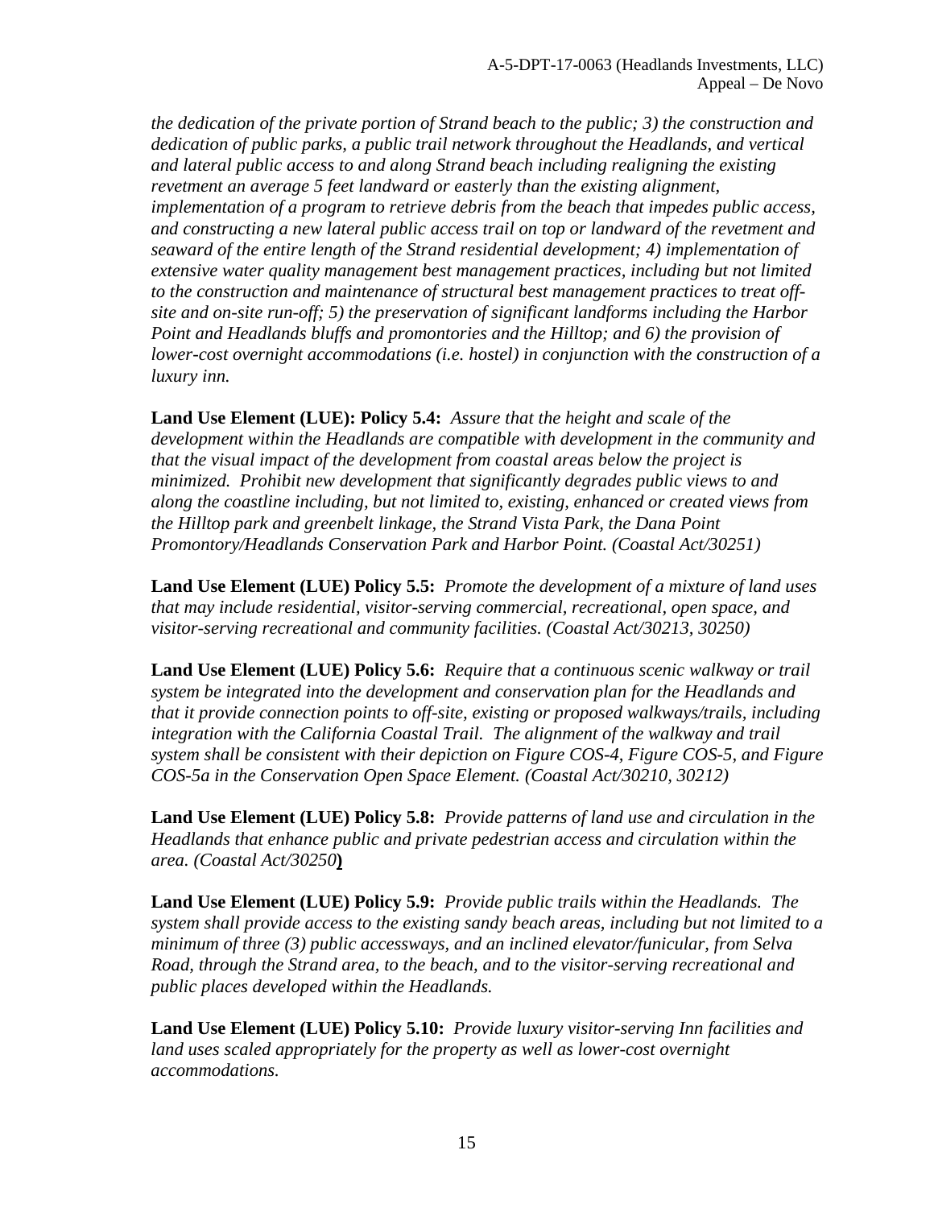*the dedication of the private portion of Strand beach to the public; 3) the construction and dedication of public parks, a public trail network throughout the Headlands, and vertical and lateral public access to and along Strand beach including realigning the existing revetment an average 5 feet landward or easterly than the existing alignment, implementation of a program to retrieve debris from the beach that impedes public access, and constructing a new lateral public access trail on top or landward of the revetment and seaward of the entire length of the Strand residential development; 4) implementation of extensive water quality management best management practices, including but not limited to the construction and maintenance of structural best management practices to treat off-site and on-site run-off; 5) the preservation of significant landforms including the Harbor Point and Headlands bluffs and promontories and the Hilltop; and 6) the provision of lower-cost overnight accommodations (i.e. hostel) in conjunction with the construction of a luxury inn.*

**Land Use Element (LUE): Policy 5.4:** *Assure that the height and scale of the development within the Headlands are compatible with development in the community and that the visual impact of the development from coastal areas below the project is minimized. Prohibit new development that significantly degrades public views to and along the coastline including, but not limited to, existing, enhanced or created views from the Hilltop park and greenbelt linkage, the Strand Vista Park, the Dana Point Promontory/Headlands Conservation Park and Harbor Point. (Coastal Act/30251)*

**Land Use Element (LUE) Policy 5.5:** *Promote the development of a mixture of land uses that may include residential, visitor-serving commercial, recreational, open space, and visitor-serving recreational and community facilities. (Coastal Act/30213, 30250)*

**Land Use Element (LUE) Policy 5.6:** *Require that a continuous scenic walkway or trail system be integrated into the development and conservation plan for the Headlands and that it provide connection points to off-site, existing or proposed walkways/trails, including integration with the California Coastal Trail. The alignment of the walkway and trail system shall be consistent with their depiction on Figure COS-4, Figure COS-5, and Figure COS-5a in the Conservation Open Space Element. (Coastal Act/30210, 30212)*

**Land Use Element (LUE) Policy 5.8:** *Provide patterns of land use and circulation in the Headlands that enhance public and private pedestrian access and circulation within the area. (Coastal Act/30250***)**

**Land Use Element (LUE) Policy 5.9:** *Provide public trails within the Headlands. The system shall provide access to the existing sandy beach areas, including but not limited to a minimum of three (3) public accessways, and an inclined elevator/funicular, from Selva Road, through the Strand area, to the beach, and to the visitor-serving recreational and public places developed within the Headlands.*

**Land Use Element (LUE) Policy 5.10:** *Provide luxury visitor-serving Inn facilities and land uses scaled appropriately for the property as well as lower-cost overnight accommodations.*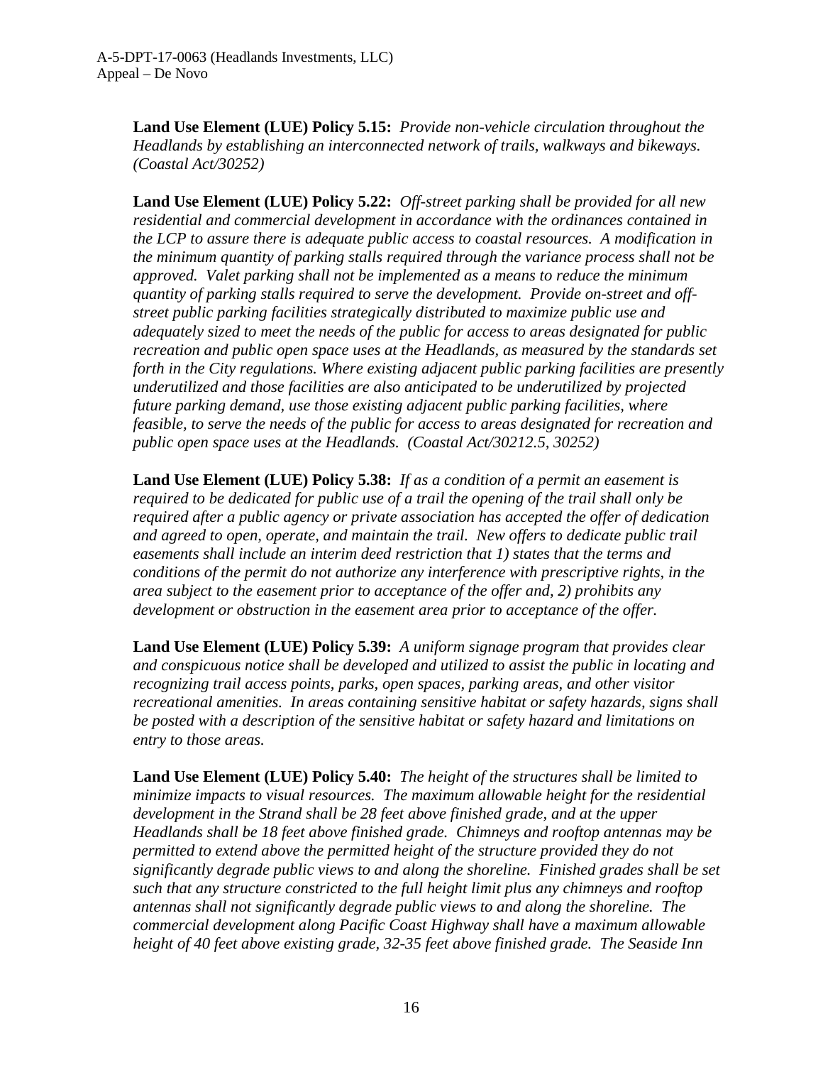**Land Use Element (LUE) Policy 5.15:** *Provide non-vehicle circulation throughout the Headlands by establishing an interconnected network of trails, walkways and bikeways. (Coastal Act/30252)*

**Land Use Element (LUE) Policy 5.22:** *Off-street parking shall be provided for all new residential and commercial development in accordance with the ordinances contained in the LCP to assure there is adequate public access to coastal resources. A modification in the minimum quantity of parking stalls required through the variance process shall not be approved. Valet parking shall not be implemented as a means to reduce the minimum quantity of parking stalls required to serve the development. Provide on-street and off-street public parking facilities strategically distributed to maximize public use and adequately sized to meet the needs of the public for access to areas designated for public recreation and public open space uses at the Headlands, as measured by the standards set forth in the City regulations. Where existing adjacent public parking facilities are presently underutilized and those facilities are also anticipated to be underutilized by projected future parking demand, use those existing adjacent public parking facilities, where feasible, to serve the needs of the public for access to areas designated for recreation and public open space uses at the Headlands. (Coastal Act/30212.5, 30252)*

**Land Use Element (LUE) Policy 5.38:** *If as a condition of a permit an easement is required to be dedicated for public use of a trail the opening of the trail shall only be required after a public agency or private association has accepted the offer of dedication and agreed to open, operate, and maintain the trail. New offers to dedicate public trail easements shall include an interim deed restriction that 1) states that the terms and conditions of the permit do not authorize any interference with prescriptive rights, in the area subject to the easement prior to acceptance of the offer and, 2) prohibits any development or obstruction in the easement area prior to acceptance of the offer.*

**Land Use Element (LUE) Policy 5.39:** *A uniform signage program that provides clear and conspicuous notice shall be developed and utilized to assist the public in locating and recognizing trail access points, parks, open spaces, parking areas, and other visitor recreational amenities. In areas containing sensitive habitat or safety hazards, signs shall be posted with a description of the sensitive habitat or safety hazard and limitations on entry to those areas.*

**Land Use Element (LUE) Policy 5.40:** *The height of the structures shall be limited to minimize impacts to visual resources. The maximum allowable height for the residential development in the Strand shall be 28 feet above finished grade, and at the upper Headlands shall be 18 feet above finished grade. Chimneys and rooftop antennas may be permitted to extend above the permitted height of the structure provided they do not significantly degrade public views to and along the shoreline. Finished grades shall be set such that any structure constricted to the full height limit plus any chimneys and rooftop antennas shall not significantly degrade public views to and along the shoreline. The commercial development along Pacific Coast Highway shall have a maximum allowable height of 40 feet above existing grade, 32-35 feet above finished grade. The Seaside Inn*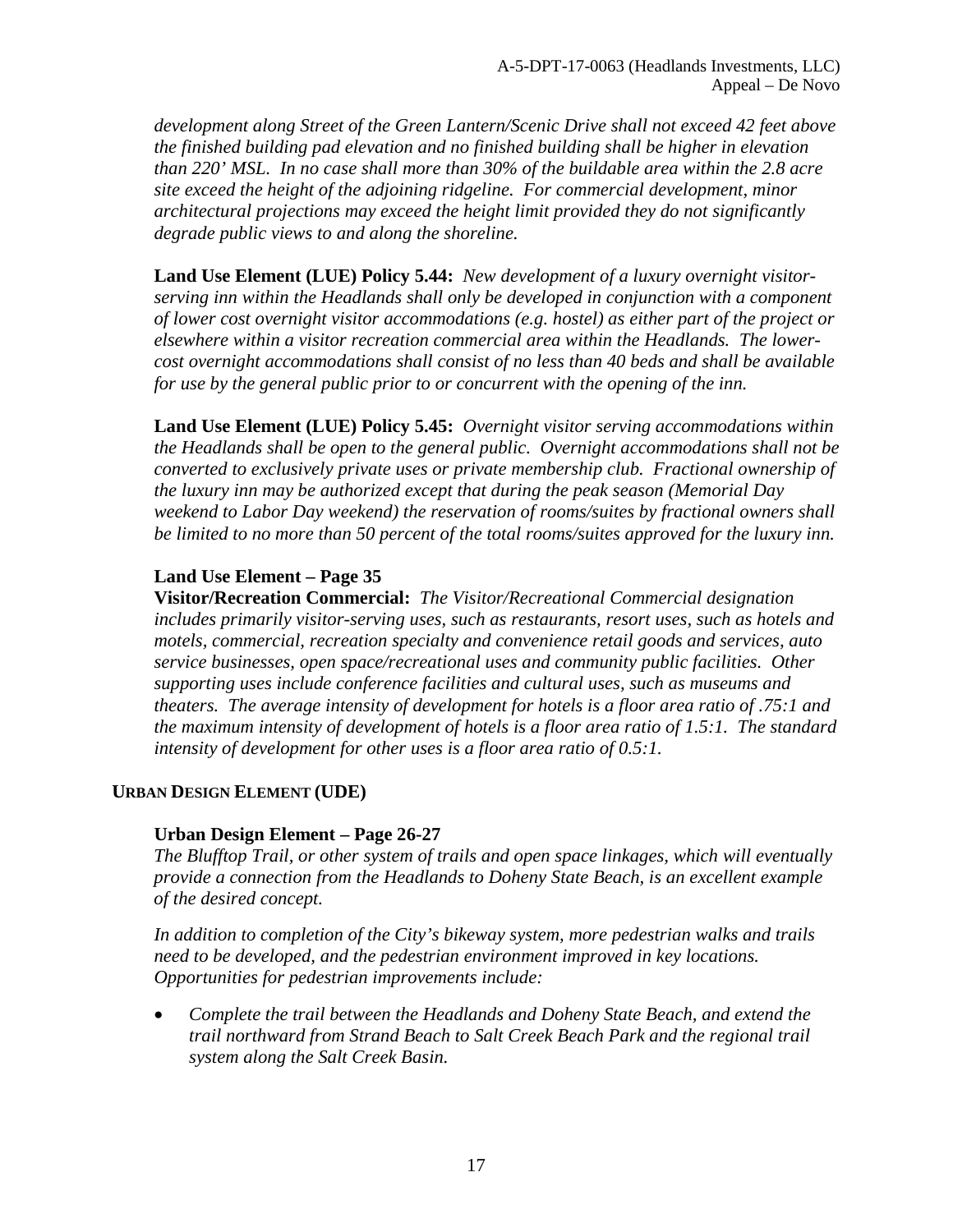*development along Street of the Green Lantern/Scenic Drive shall not exceed 42 feet above the finished building pad elevation and no finished building shall be higher in elevation than 220' MSL. In no case shall more than 30% of the buildable area within the 2.8 acre site exceed the height of the adjoining ridgeline. For commercial development, minor architectural projections may exceed the height limit provided they do not significantly degrade public views to and along the shoreline.*

**Land Use Element (LUE) Policy 5.44:** *New development of a luxury overnight visitor-serving inn within the Headlands shall only be developed in conjunction with a component of lower cost overnight visitor accommodations (e.g. hostel) as either part of the project or elsewhere within a visitor recreation commercial area within the Headlands. The lower-cost overnight accommodations shall consist of no less than 40 beds and shall be available for use by the general public prior to or concurrent with the opening of the inn.*

**Land Use Element (LUE) Policy 5.45:** *Overnight visitor serving accommodations within the Headlands shall be open to the general public. Overnight accommodations shall not be converted to exclusively private uses or private membership club. Fractional ownership of the luxury inn may be authorized except that during the peak season (Memorial Day weekend to Labor Day weekend) the reservation of rooms/suites by fractional owners shall be limited to no more than 50 percent of the total rooms/suites approved for the luxury inn.*

**Land Use Element – Page 35**

**Visitor/Recreation Commercial:** *The Visitor/Recreational Commercial designation includes primarily visitor-serving uses, such as restaurants, resort uses, such as hotels and motels, commercial, recreation specialty and convenience retail goods and services, auto service businesses, open space/recreational uses and community public facilities. Other supporting uses include conference facilities and cultural uses, such as museums and theaters. The average intensity of development for hotels is a floor area ratio of .75:1 and the maximum intensity of development of hotels is a floor area ratio of 1.5:1. The standard intensity of development for other uses is a floor area ratio of 0.5:1.*

## URBAN DESIGN ELEMENT (UDE)

**Urban Design Element – Page 26-27**

*The Blufftop Trail, or other system of trails and open space linkages, which will eventually provide a connection from the Headlands to Doheny State Beach, is an excellent example of the desired concept.*

*In addition to completion of the City's bikeway system, more pedestrian walks and trails need to be developed, and the pedestrian environment improved in key locations. Opportunities for pedestrian improvements include:*

- *Complete the trail between the Headlands and Doheny State Beach, and extend the trail northward from Strand Beach to Salt Creek Beach Park and the regional trail system along the Salt Creek Basin.*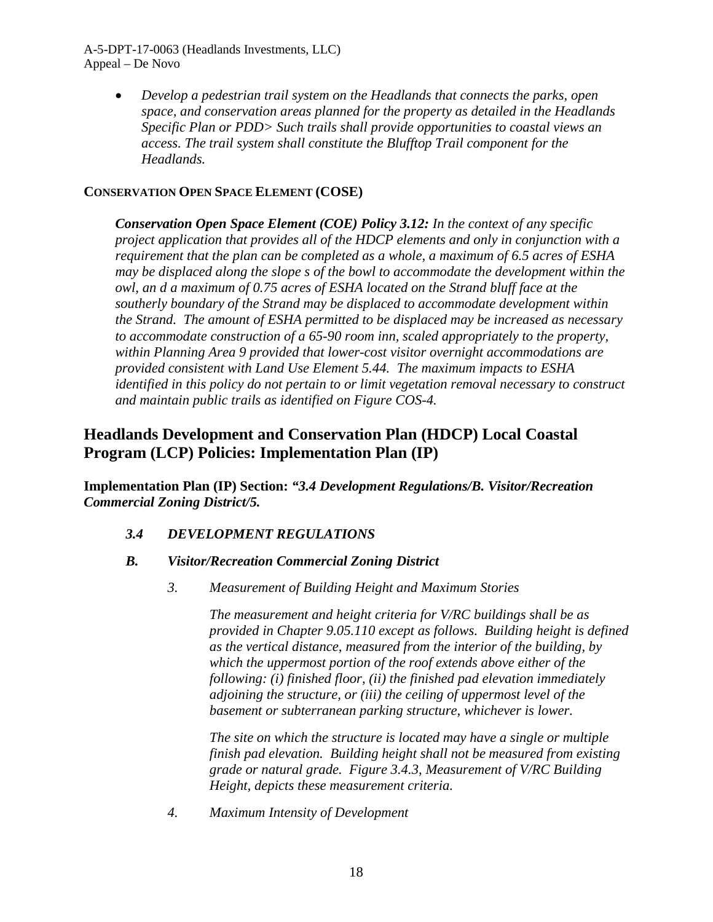- *Develop a pedestrian trail system on the Headlands that connects the parks, open space, and conservation areas planned for the property as detailed in the Headlands Specific Plan or PDD> Such trails shall provide opportunities to coastal views an access. The trail system shall constitute the Blufftop Trail component for the Headlands.*

**CONSERVATION OPEN SPACE ELEMENT (COSE)**

***Conservation Open Space Element (COE) Policy 3.12:*** *In the context of any specific project application that provides all of the HDCP elements and only in conjunction with a requirement that the plan can be completed as a whole, a maximum of 6.5 acres of ESHA may be displaced along the slope s of the bowl to accommodate the development within the owl, an d a maximum of 0.75 acres of ESHA located on the Strand bluff face at the southerly boundary of the Strand may be displaced to accommodate development within the Strand. The amount of ESHA permitted to be displaced may be increased as necessary to accommodate construction of a 65-90 room inn, scaled appropriately to the property, within Planning Area 9 provided that lower-cost visitor overnight accommodations are provided consistent with Land Use Element 5.44. The maximum impacts to ESHA identified in this policy do not pertain to or limit vegetation removal necessary to construct and maintain public trails as identified on Figure COS-4.*

## Headlands Development and Conservation Plan (HDCP) Local Coastal Program (LCP) Policies: Implementation Plan (IP)

**Implementation Plan (IP) Section:** ***"3.4 Development Regulations/B. Visitor/Recreation Commercial Zoning District/5.***

***3.4 DEVELOPMENT REGULATIONS***

***B. Visitor/Recreation Commercial Zoning District***

*3. Measurement of Building Height and Maximum Stories*

*The measurement and height criteria for V/RC buildings shall be as provided in Chapter 9.05.110 except as follows. Building height is defined as the vertical distance, measured from the interior of the building, by which the uppermost portion of the roof extends above either of the following: (i) finished floor, (ii) the finished pad elevation immediately adjoining the structure, or (iii) the ceiling of uppermost level of the basement or subterranean parking structure, whichever is lower.*

*The site on which the structure is located may have a single or multiple finish pad elevation. Building height shall not be measured from existing grade or natural grade. Figure 3.4.3, Measurement of V/RC Building Height, depicts these measurement criteria.*

*4. Maximum Intensity of Development*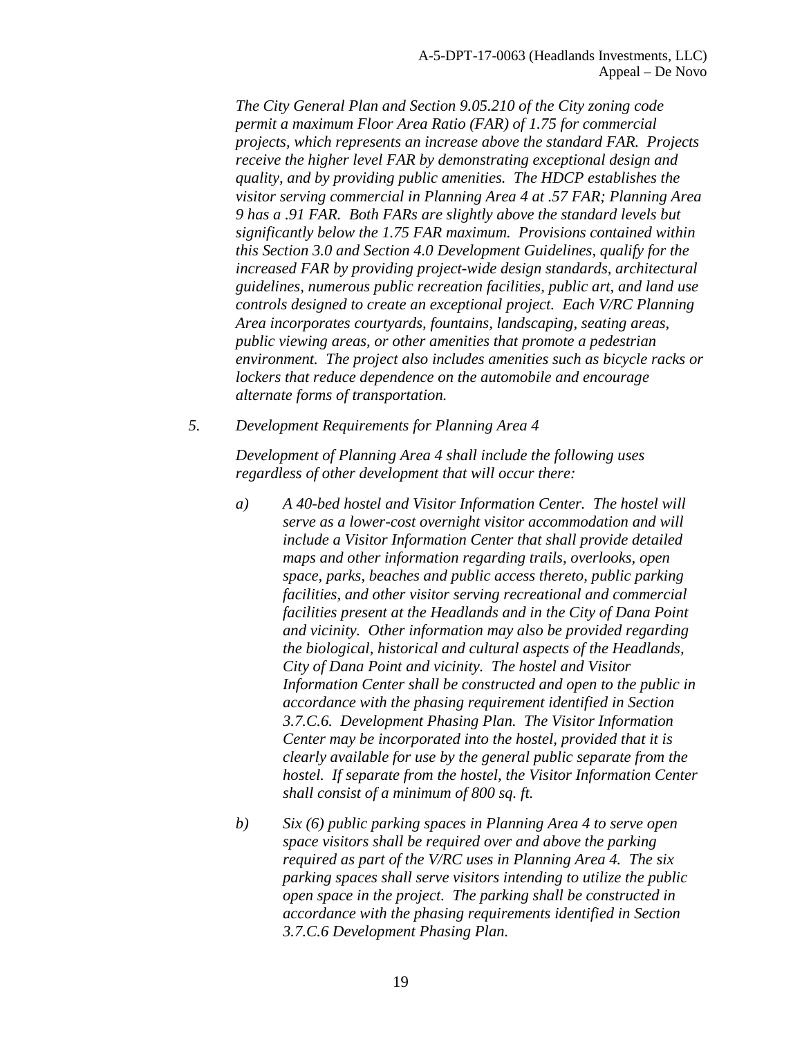*The City General Plan and Section 9.05.210 of the City zoning code permit a maximum Floor Area Ratio (FAR) of 1.75 for commercial projects, which represents an increase above the standard FAR. Projects receive the higher level FAR by demonstrating exceptional design and quality, and by providing public amenities. The HDCP establishes the visitor serving commercial in Planning Area 4 at .57 FAR; Planning Area 9 has a .91 FAR. Both FARs are slightly above the standard levels but significantly below the 1.75 FAR maximum. Provisions contained within this Section 3.0 and Section 4.0 Development Guidelines, qualify for the increased FAR by providing project-wide design standards, architectural guidelines, numerous public recreation facilities, public art, and land use controls designed to create an exceptional project. Each V/RC Planning Area incorporates courtyards, fountains, landscaping, seating areas, public viewing areas, or other amenities that promote a pedestrian environment. The project also includes amenities such as bicycle racks or lockers that reduce dependence on the automobile and encourage alternate forms of transportation.*

*5. Development Requirements for Planning Area 4*

*Development of Planning Area 4 shall include the following uses regardless of other development that will occur there:*

*a) A 40-bed hostel and Visitor Information Center. The hostel will serve as a lower-cost overnight visitor accommodation and will include a Visitor Information Center that shall provide detailed maps and other information regarding trails, overlooks, open space, parks, beaches and public access thereto, public parking facilities, and other visitor serving recreational and commercial facilities present at the Headlands and in the City of Dana Point and vicinity. Other information may also be provided regarding the biological, historical and cultural aspects of the Headlands, City of Dana Point and vicinity. The hostel and Visitor Information Center shall be constructed and open to the public in accordance with the phasing requirement identified in Section 3.7.C.6. Development Phasing Plan. The Visitor Information Center may be incorporated into the hostel, provided that it is clearly available for use by the general public separate from the hostel. If separate from the hostel, the Visitor Information Center shall consist of a minimum of 800 sq. ft.*

*b) Six (6) public parking spaces in Planning Area 4 to serve open space visitors shall be required over and above the parking required as part of the V/RC uses in Planning Area 4. The six parking spaces shall serve visitors intending to utilize the public open space in the project. The parking shall be constructed in accordance with the phasing requirements identified in Section 3.7.C.6 Development Phasing Plan.*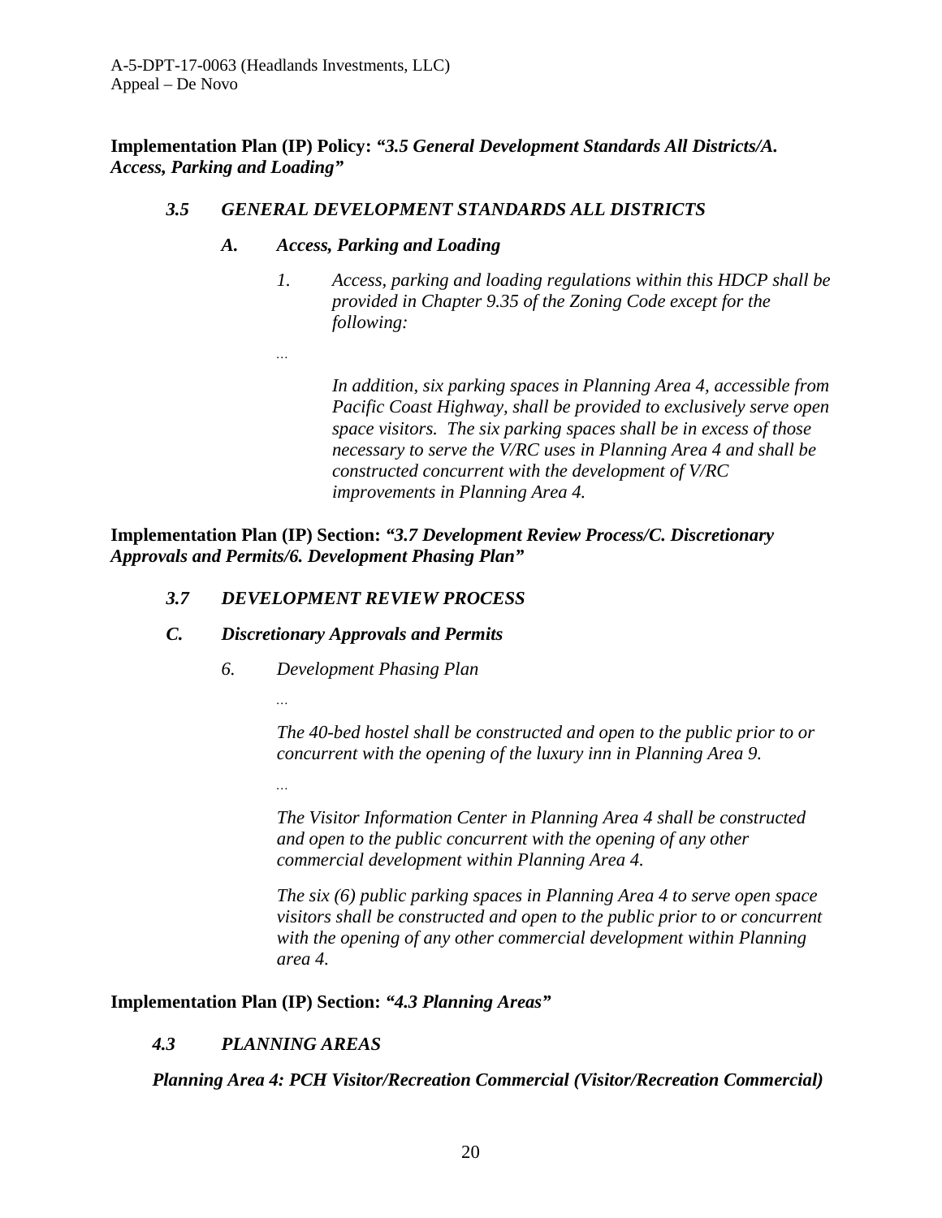**Implementation Plan (IP) Policy:** ***"3.5 General Development Standards All Districts/A. Access, Parking and Loading"***

***3.5 GENERAL DEVELOPMENT STANDARDS ALL DISTRICTS***

***A. Access, Parking and Loading***

*1. Access, parking and loading regulations within this HDCP shall be provided in Chapter 9.35 of the Zoning Code except for the following:*

*…*

*In addition, six parking spaces in Planning Area 4, accessible from Pacific Coast Highway, shall be provided to exclusively serve open space visitors. The six parking spaces shall be in excess of those necessary to serve the V/RC uses in Planning Area 4 and shall be constructed concurrent with the development of V/RC improvements in Planning Area 4.*

**Implementation Plan (IP) Section:** ***"3.7 Development Review Process/C. Discretionary Approvals and Permits/6. Development Phasing Plan"***

***3.7 DEVELOPMENT REVIEW PROCESS***

***C. Discretionary Approvals and Permits***

*6. Development Phasing Plan*

*…*

*The 40-bed hostel shall be constructed and open to the public prior to or concurrent with the opening of the luxury inn in Planning Area 9.*

*…*

*The Visitor Information Center in Planning Area 4 shall be constructed and open to the public concurrent with the opening of any other commercial development within Planning Area 4.*

*The six (6) public parking spaces in Planning Area 4 to serve open space visitors shall be constructed and open to the public prior to or concurrent with the opening of any other commercial development within Planning area 4.*

**Implementation Plan (IP) Section:** ***"4.3 Planning Areas"***

***4.3 PLANNING AREAS***

***Planning Area 4: PCH Visitor/Recreation Commercial (Visitor/Recreation Commercial)***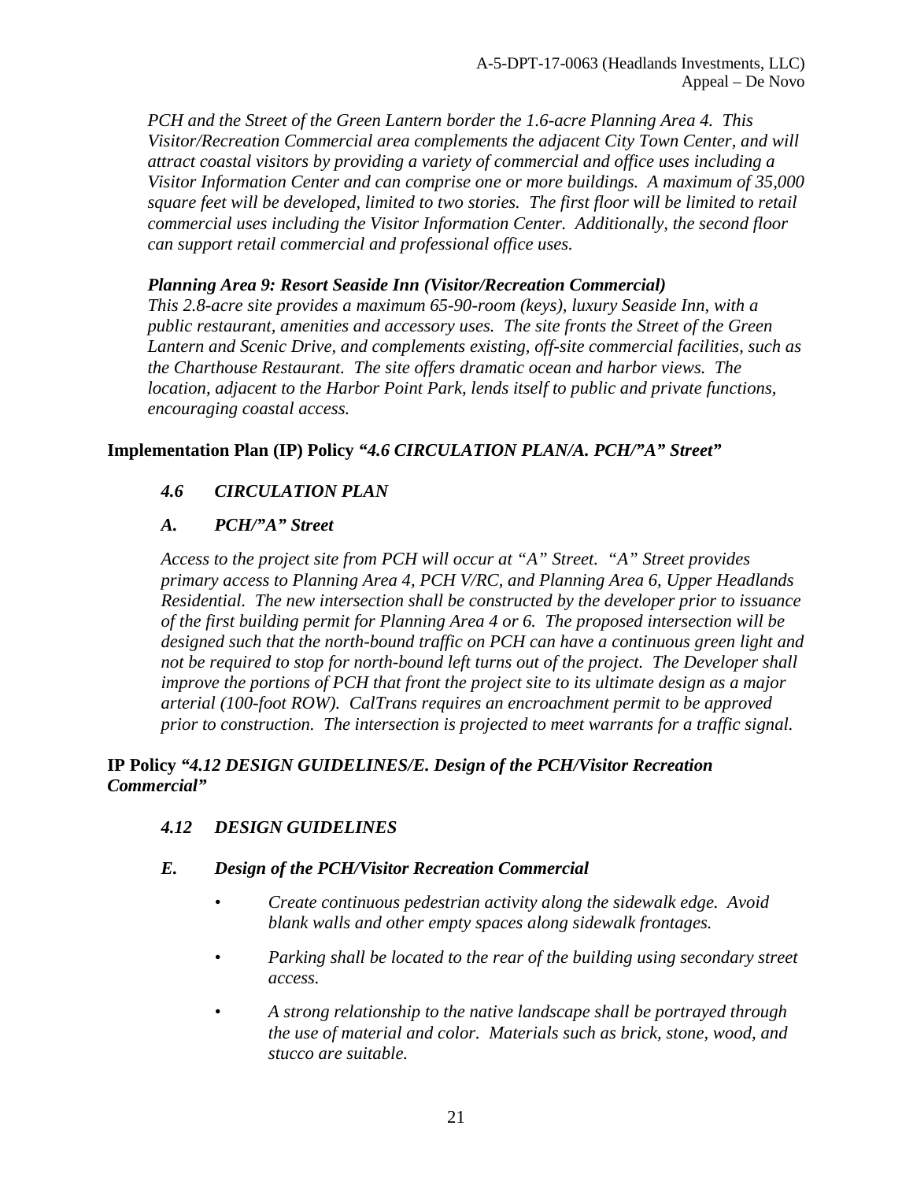*PCH and the Street of the Green Lantern border the 1.6-acre Planning Area 4. This Visitor/Recreation Commercial area complements the adjacent City Town Center, and will attract coastal visitors by providing a variety of commercial and office uses including a Visitor Information Center and can comprise one or more buildings. A maximum of 35,000 square feet will be developed, limited to two stories. The first floor will be limited to retail commercial uses including the Visitor Information Center. Additionally, the second floor can support retail commercial and professional office uses.*

***Planning Area 9: Resort Seaside Inn (Visitor/Recreation Commercial)***
*This 2.8-acre site provides a maximum 65-90-room (keys), luxury Seaside Inn, with a public restaurant, amenities and accessory uses. The site fronts the Street of the Green Lantern and Scenic Drive, and complements existing, off-site commercial facilities, such as the Charthouse Restaurant. The site offers dramatic ocean and harbor views. The location, adjacent to the Harbor Point Park, lends itself to public and private functions, encouraging coastal access.*

**Implementation Plan (IP) Policy *"4.6 CIRCULATION PLAN/A. PCH/"A" Street"***

***4.6 CIRCULATION PLAN***

***A. PCH/"A" Street***

*Access to the project site from PCH will occur at "A" Street. "A" Street provides primary access to Planning Area 4, PCH V/RC, and Planning Area 6, Upper Headlands Residential. The new intersection shall be constructed by the developer prior to issuance of the first building permit for Planning Area 4 or 6. The proposed intersection will be designed such that the north-bound traffic on PCH can have a continuous green light and not be required to stop for north-bound left turns out of the project. The Developer shall improve the portions of PCH that front the project site to its ultimate design as a major arterial (100-foot ROW). CalTrans requires an encroachment permit to be approved prior to construction. The intersection is projected to meet warrants for a traffic signal.*

**IP Policy *"4.12 DESIGN GUIDELINES/E. Design of the PCH/Visitor Recreation Commercial"***

***4.12 DESIGN GUIDELINES***

***E. Design of the PCH/Visitor Recreation Commercial***

- *Create continuous pedestrian activity along the sidewalk edge. Avoid blank walls and other empty spaces along sidewalk frontages.*
- *Parking shall be located to the rear of the building using secondary street access.*
- *A strong relationship to the native landscape shall be portrayed through the use of material and color. Materials such as brick, stone, wood, and stucco are suitable.*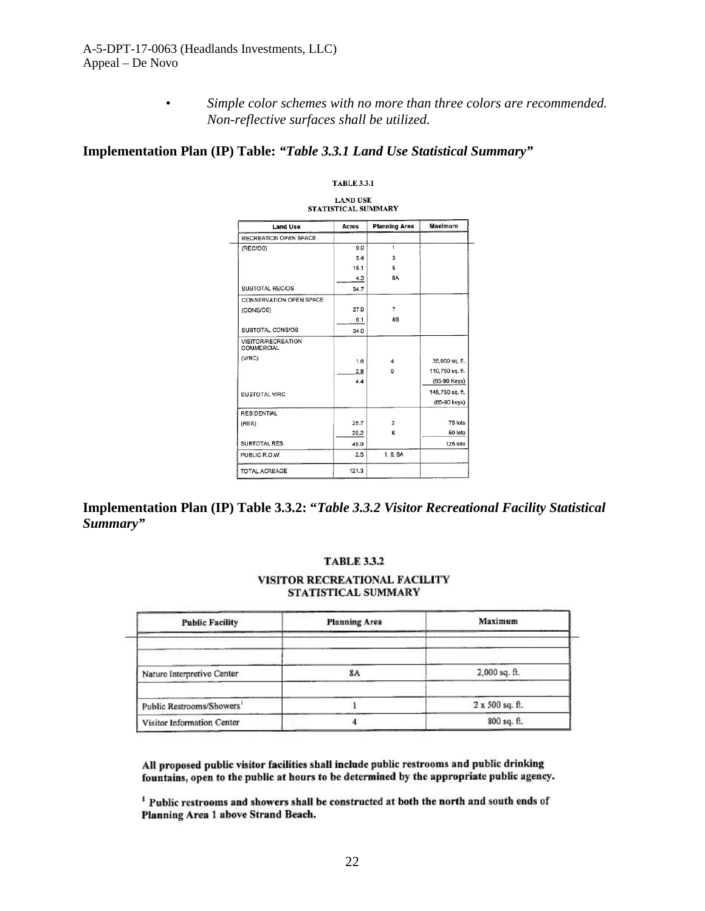- *Simple color schemes with no more than three colors are recommended. Non-reflective surfaces shall be utilized.*

**Implementation Plan (IP) Table: *"Table 3.3.1 Land Use Statistical Summary"***

**TABLE 3.3.1**

**LAND USE STATISTICAL SUMMARY**

| Land Use | Acres | Planning Area | Maximum |
|---|---|---|---|
| RECREATION OPEN SPACE | | | |
| (REC/OS) | 9.9 | 1 | |
| | 5.4 | 3 | |
| | 15.1 | 5 | |
| | 4.3 | 8A | |
| SUBTOTAL REC/OS | 34.7 | | |
| CONSERVATION OPEN SPACE | | | |
| (CONS/OS) | 27.9 | 7 | |
| | 6.1 | 8B | |
| SUBTOTAL CONS/OS | 34.0 | | |
| VISITOR/RECREATION COMMERCIAL | | | |
| (V/RC) | 1.6 | 4 | 35,000 sq. ft. |
| | 2.8 | 9 | 110,750 sq. ft. |
| | 4.4 | | (65-90 Keys) |
| SUBTOTAL V/RC | | | 145,750 sq. ft. (65-90 keys) |
| RESIDENTIAL | | | |
| (RES) | 25.7 | 2 | 75 lots |
| | 20.2 | 6 | 50 lots |
| SUBTOTAL RES | 45.9 | | 125 lots |
| PUBLIC R.O.W. | 2.5 | 1, 6, 8A | |
| TOTAL ACREAGE | 121.3 | | |

**Implementation Plan (IP) Table 3.3.2: "*Table 3.3.2 Visitor Recreational Facility Statistical Summary*"**

**TABLE 3.3.2**

**VISITOR RECREATIONAL FACILITY STATISTICAL SUMMARY**

| Public Facility | Planning Area | Maximum |
|---|---|---|
| | | |
| | | |
| Nature Interpretive Center | 8A | 2,000 sq. ft. |
| | | |
| Public Restrooms/Showers[1] | 1 | 2 x 500 sq. ft. |
| Visitor Information Center | 4 | 800 sq. ft. |

**All proposed public visitor facilities shall include public restrooms and public drinking fountains, open to the public at hours to be determined by the appropriate public agency.**

**[1] Public restrooms and showers shall be constructed at both the north and south ends of Planning Area 1 above Strand Beach.**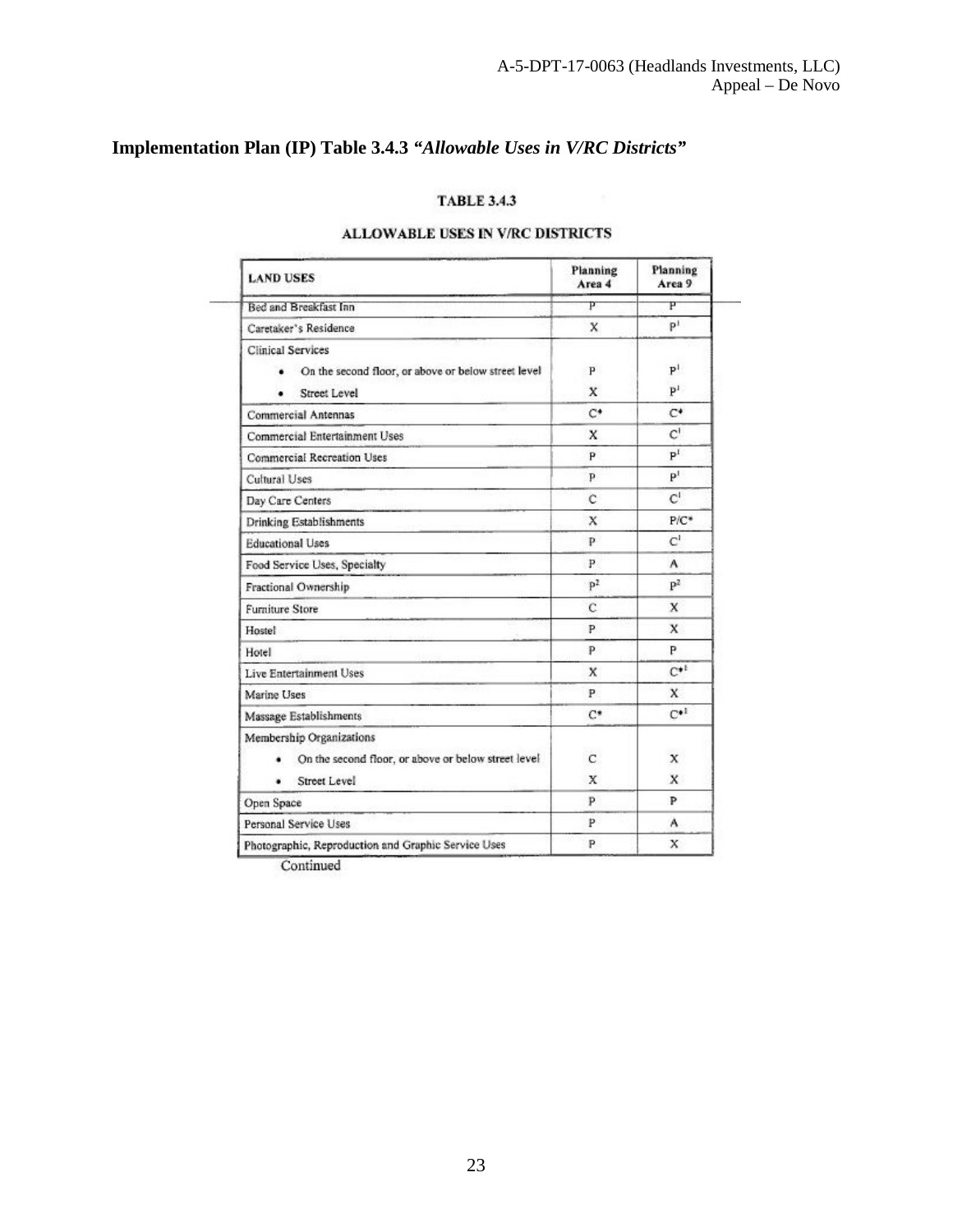**Implementation Plan (IP) Table 3.4.3** ***"Allowable Uses in V/RC Districts"***

TABLE 3.4.3

ALLOWABLE USES IN V/RC DISTRICTS

| LAND USES | Planning Area 4 | Planning Area 9 |
|---|---|---|
| Bed and Breakfast Inn | P | P |
| Caretaker's Residence | X | P[1] |
| Clinical Services | | |
| • On the second floor, or above or below street level | P | P[1] |
| • Street Level | X | P[1] |
| Commercial Antennas | C* | C* |
| Commercial Entertainment Uses | X | C[1] |
| Commercial Recreation Uses | P | P[1] |
| Cultural Uses | P | P[1] |
| Day Care Centers | C | C[1] |
| Drinking Establishments | X | P/C* |
| Educational Uses | P | C[1] |
| Food Service Uses, Specialty | P | A |
| Fractional Ownership | P[2] | P[2] |
| Furniture Store | C | X |
| Hostel | P | X |
| Hotel | P | P |
| Live Entertainment Uses | X | C*[1] |
| Marine Uses | P | X |
| Massage Establishments | C* | C*[1] |
| Membership Organizations | | |
| • On the second floor, or above or below street level | C | X |
| • Street Level | X | X |
| Open Space | P | P |
| Personal Service Uses | P | A |
| Photographic, Reproduction and Graphic Service Uses | P | X |

Continued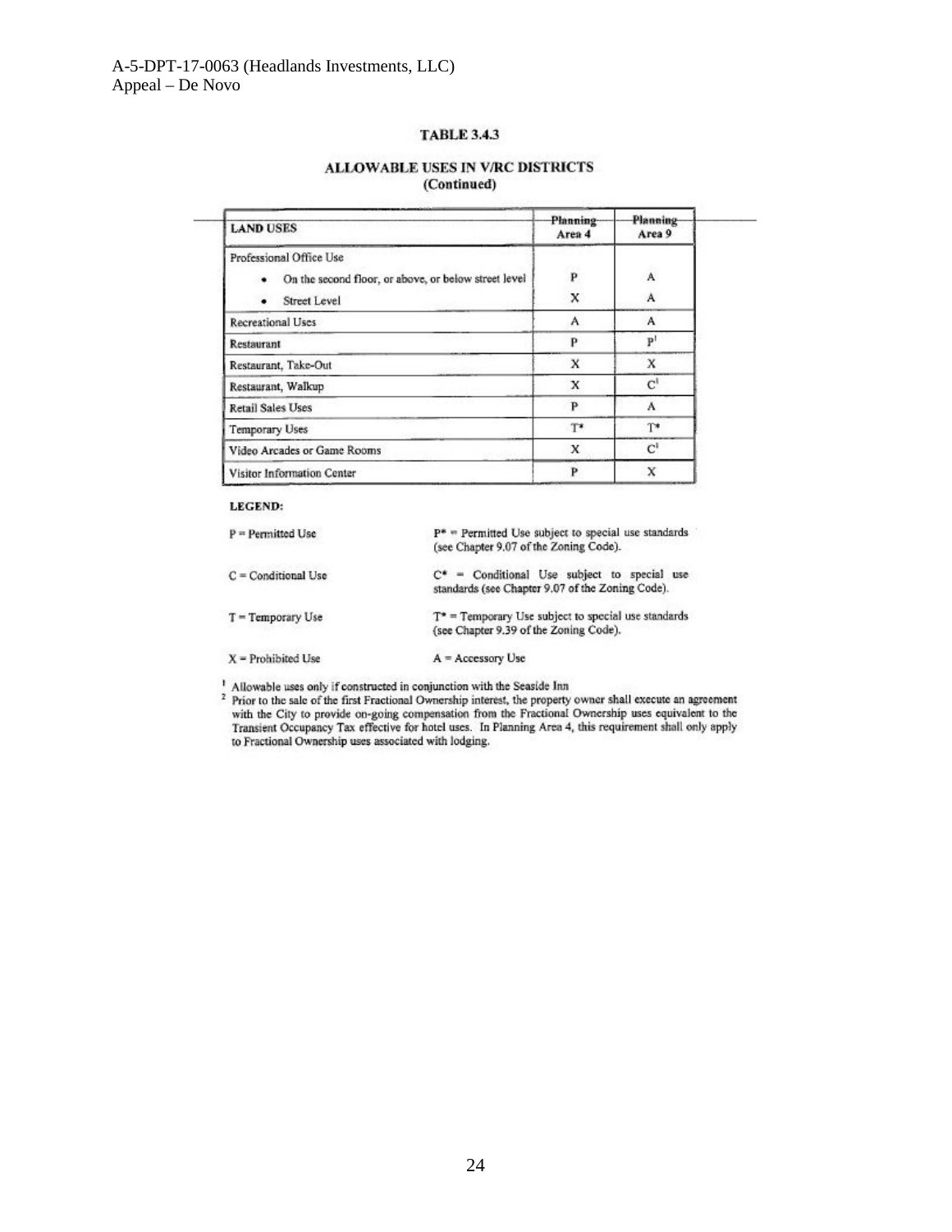**TABLE 3.4.3**

**ALLOWABLE USES IN V/RC DISTRICTS**
**(Continued)**

| LAND USES | Planning Area 4 | Planning Area 9 |
|---|---|---|
| Professional Office Use | | |
| • On the second floor, or above, or below street level | P | A |
| • Street Level | X | A |
| Recreational Uses | A | A |
| Restaurant | P | P[1] |
| Restaurant, Take-Out | X | X |
| Restaurant, Walkup | X | C[1] |
| Retail Sales Uses | P | A |
| Temporary Uses | T* | T* |
| Video Arcades or Game Rooms | X | C[1] |
| Visitor Information Center | P | X |

**LEGEND:**

| | |
|---|---|
| P = Permitted Use | P* = Permitted Use subject to special use standards (see Chapter 9.07 of the Zoning Code). |
| C = Conditional Use | C* = Conditional Use subject to special use standards (see Chapter 9.07 of the Zoning Code). |
| T = Temporary Use | T* = Temporary Use subject to special use standards (see Chapter 9.39 of the Zoning Code). |
| X = Prohibited Use | A = Accessory Use |

[1] Allowable uses only if constructed in conjunction with the Seaside Inn

[2] Prior to the sale of the first Fractional Ownership interest, the property owner shall execute an agreement with the City to provide on-going compensation from the Fractional Ownership uses equivalent to the Transient Occupancy Tax effective for hotel uses. In Planning Area 4, this requirement shall only apply to Fractional Ownership uses associated with lodging.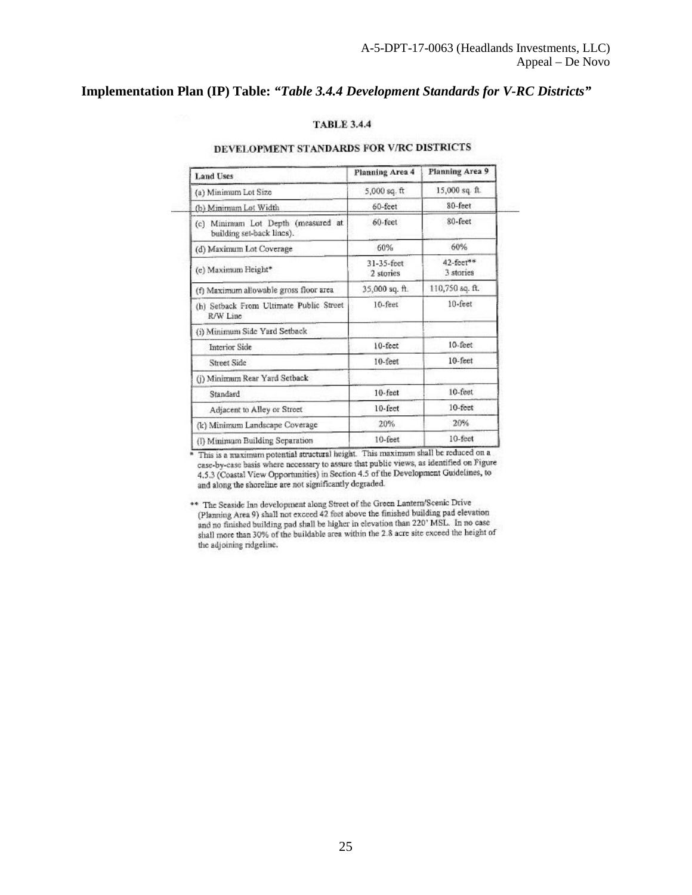## Implementation Plan (IP) Table: *"Table 3.4.4 Development Standards for V-RC Districts"*

**TABLE 3.4.4**

**DEVELOPMENT STANDARDS FOR V/RC DISTRICTS**

| Land Uses | Planning Area 4 | Planning Area 9 |
|---|---|---|
| (a) Minimum Lot Size | 5,000 sq. ft | 15,000 sq. ft. |
| (b) Minimum Lot Width | 60-feet | 80-feet |
| (c) Minimum Lot Depth (measured at building set-back lines). | 60-feet | 80-feet |
| (d) Maximum Lot Coverage | 60% | 60% |
| (e) Maximum Height* | 31-35-feet 2 stories | 42-feet** 3 stories |
| (f) Maximum allowable gross floor area | 35,000 sq. ft. | 110,750 sq. ft. |
| (h) Setback From Ultimate Public Street R/W Line | 10-feet | 10-feet |
| (i) Minimum Side Yard Setback | | |
| Interior Side | 10-feet | 10-feet |
| Street Side | 10-feet | 10-feet |
| (j) Minimum Rear Yard Setback | | |
| Standard | 10-feet | 10-feet |
| Adjacent to Alley or Street | 10-feet | 10-feet |
| (k) Minimum Landscape Coverage | 20% | 20% |
| (l) Minimum Building Separation | 10-feet | 10-feet |

\* This is a maximum potential structural height. This maximum shall be reduced on a case-by-case basis where necessary to assure that public views, as identified on Figure 4.5.3 (Coastal View Opportunities) in Section 4.5 of the Development Guidelines, to and along the shoreline are not significantly degraded.

\*\* The Seaside Inn development along Street of the Green Lantern/Scenic Drive (Planning Area 9) shall not exceed 42 feet above the finished building pad elevation and no finished building pad shall be higher in elevation than 220' MSL. In no case shall more than 30% of the buildable area within the 2.8 acre site exceed the height of the adjoining ridgeline.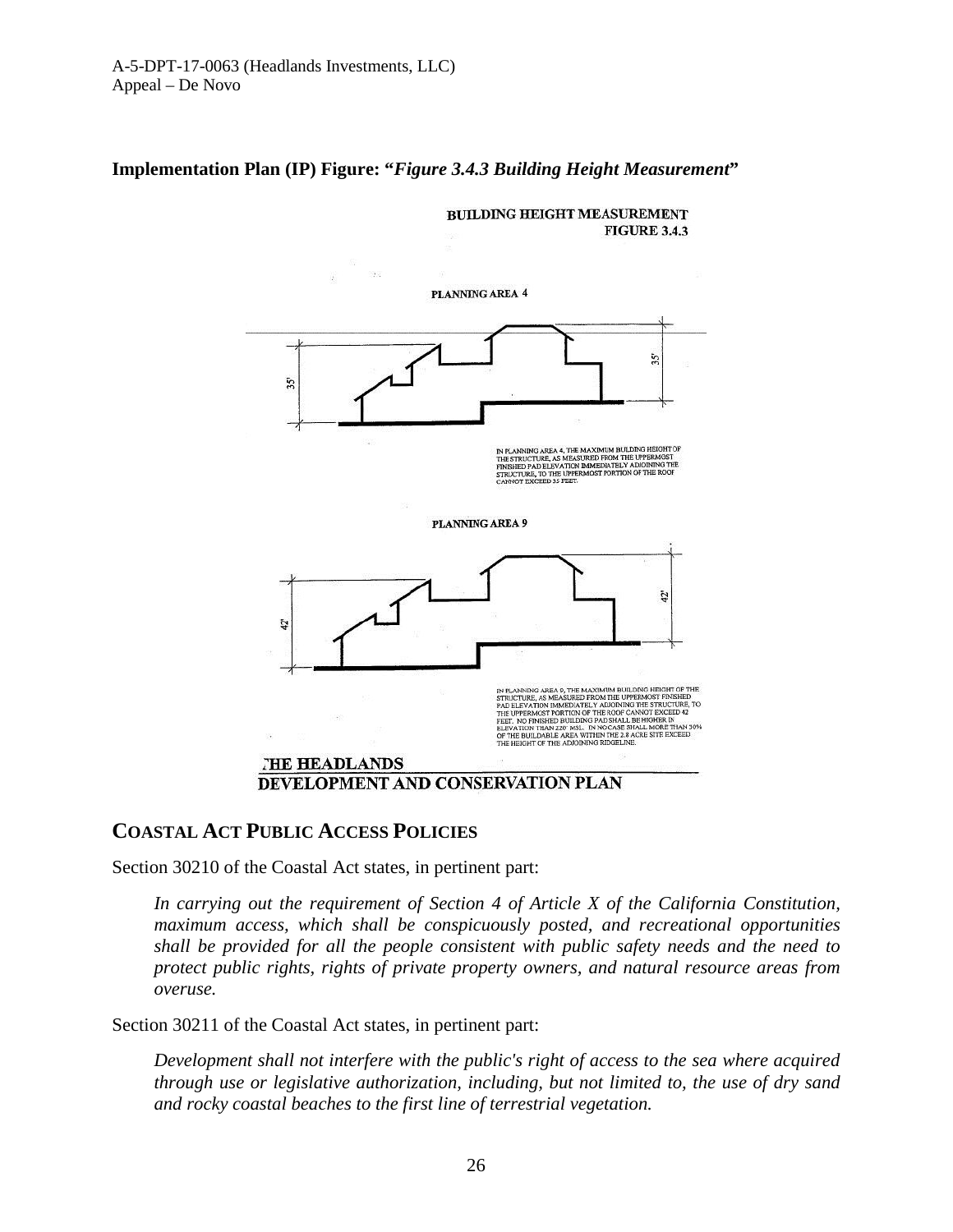**Implementation Plan (IP) Figure: "*Figure 3.4.3 Building Height Measurement*"**

BUILDING HEIGHT MEASUREMENT
FIGURE 3.4.3

PLANNING AREA 4

35'

35'

IN PLANNING AREA 4, THE MAXIMUM BUILDING HEIGHT OF THE STRUCTURE, AS MEASURED FROM THE UPPERMOST FINISHED PAD ELEVATION IMMEDIATELY ADJOINING THE STRUCTURE, TO THE UPPERMOST PORTION OF THE ROOF CANNOT EXCEED 35 FEET.

PLANNING AREA 9

42'

42'

IN PLANNING AREA 9, THE MAXIMUM BUILDING HEIGHT OF THE STRUCTURE, AS MEASURED FROM THE UPPERMOST FINISHED PAD ELEVATION IMMEDIATELY ADJOINING THE STRUCTURE, TO THE UPPERMOST PORTION OF THE ROOF CANNOT EXCEED 42 FEET. NO FINISHED BUILDING PAD SHALL BE HIGHER IN ELEVATION THAN 220' MSL. IN NO CASE SHALL MORE THAN 50% OF THE BUILDABLE AREA WITHIN THE 2.8 ACRE SITE EXCEED THE HEIGHT OF THE ADJOINING RIDGELINE.

THE HEADLANDS
DEVELOPMENT AND CONSERVATION PLAN

## COASTAL ACT PUBLIC ACCESS POLICIES

Section 30210 of the Coastal Act states, in pertinent part:

> *In carrying out the requirement of Section 4 of Article X of the California Constitution, maximum access, which shall be conspicuously posted, and recreational opportunities shall be provided for all the people consistent with public safety needs and the need to protect public rights, rights of private property owners, and natural resource areas from overuse.*

Section 30211 of the Coastal Act states, in pertinent part:

> *Development shall not interfere with the public's right of access to the sea where acquired through use or legislative authorization, including, but not limited to, the use of dry sand and rocky coastal beaches to the first line of terrestrial vegetation.*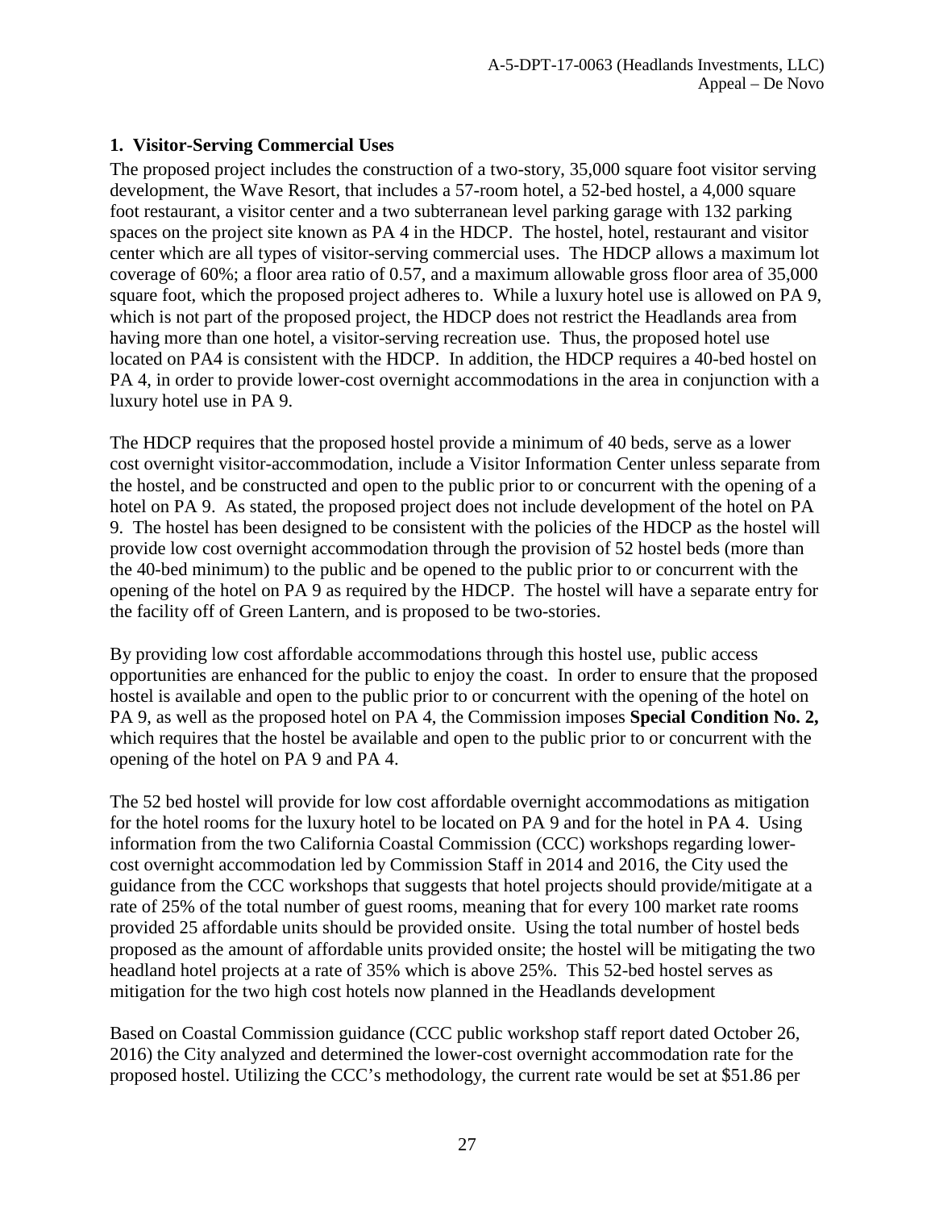### 1. Visitor-Serving Commercial Uses

The proposed project includes the construction of a two-story, 35,000 square foot visitor serving development, the Wave Resort, that includes a 57-room hotel, a 52-bed hostel, a 4,000 square foot restaurant, a visitor center and a two subterranean level parking garage with 132 parking spaces on the project site known as PA 4 in the HDCP. The hostel, hotel, restaurant and visitor center which are all types of visitor-serving commercial uses. The HDCP allows a maximum lot coverage of 60%; a floor area ratio of 0.57, and a maximum allowable gross floor area of 35,000 square foot, which the proposed project adheres to. While a luxury hotel use is allowed on PA 9, which is not part of the proposed project, the HDCP does not restrict the Headlands area from having more than one hotel, a visitor-serving recreation use. Thus, the proposed hotel use located on PA4 is consistent with the HDCP. In addition, the HDCP requires a 40-bed hostel on PA 4, in order to provide lower-cost overnight accommodations in the area in conjunction with a luxury hotel use in PA 9.

The HDCP requires that the proposed hostel provide a minimum of 40 beds, serve as a lower cost overnight visitor-accommodation, include a Visitor Information Center unless separate from the hostel, and be constructed and open to the public prior to or concurrent with the opening of a hotel on PA 9. As stated, the proposed project does not include development of the hotel on PA 9. The hostel has been designed to be consistent with the policies of the HDCP as the hostel will provide low cost overnight accommodation through the provision of 52 hostel beds (more than the 40-bed minimum) to the public and be opened to the public prior to or concurrent with the opening of the hotel on PA 9 as required by the HDCP. The hostel will have a separate entry for the facility off of Green Lantern, and is proposed to be two-stories.

By providing low cost affordable accommodations through this hostel use, public access opportunities are enhanced for the public to enjoy the coast. In order to ensure that the proposed hostel is available and open to the public prior to or concurrent with the opening of the hotel on PA 9, as well as the proposed hotel on PA 4, the Commission imposes **Special Condition No. 2,** which requires that the hostel be available and open to the public prior to or concurrent with the opening of the hotel on PA 9 and PA 4.

The 52 bed hostel will provide for low cost affordable overnight accommodations as mitigation for the hotel rooms for the luxury hotel to be located on PA 9 and for the hotel in PA 4. Using information from the two California Coastal Commission (CCC) workshops regarding lower-cost overnight accommodation led by Commission Staff in 2014 and 2016, the City used the guidance from the CCC workshops that suggests that hotel projects should provide/mitigate at a rate of 25% of the total number of guest rooms, meaning that for every 100 market rate rooms provided 25 affordable units should be provided onsite. Using the total number of hostel beds proposed as the amount of affordable units provided onsite; the hostel will be mitigating the two headland hotel projects at a rate of 35% which is above 25%. This 52-bed hostel serves as mitigation for the two high cost hotels now planned in the Headlands development

Based on Coastal Commission guidance (CCC public workshop staff report dated October 26, 2016) the City analyzed and determined the lower-cost overnight accommodation rate for the proposed hostel. Utilizing the CCC's methodology, the current rate would be set at $51.86 per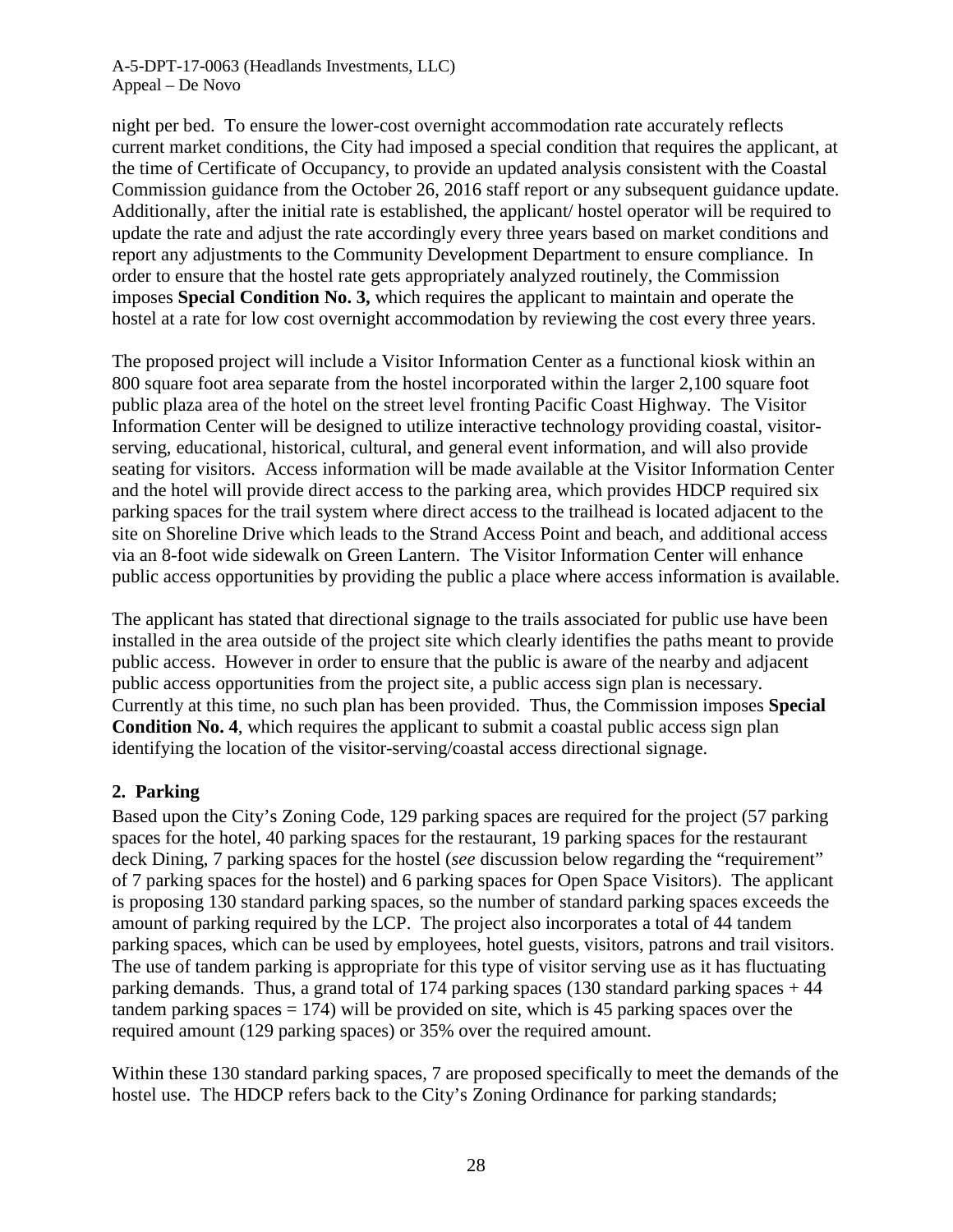night per bed. To ensure the lower-cost overnight accommodation rate accurately reflects current market conditions, the City had imposed a special condition that requires the applicant, at the time of Certificate of Occupancy, to provide an updated analysis consistent with the Coastal Commission guidance from the October 26, 2016 staff report or any subsequent guidance update. Additionally, after the initial rate is established, the applicant/ hostel operator will be required to update the rate and adjust the rate accordingly every three years based on market conditions and report any adjustments to the Community Development Department to ensure compliance. In order to ensure that the hostel rate gets appropriately analyzed routinely, the Commission imposes **Special Condition No. 3,** which requires the applicant to maintain and operate the hostel at a rate for low cost overnight accommodation by reviewing the cost every three years.

The proposed project will include a Visitor Information Center as a functional kiosk within an 800 square foot area separate from the hostel incorporated within the larger 2,100 square foot public plaza area of the hotel on the street level fronting Pacific Coast Highway. The Visitor Information Center will be designed to utilize interactive technology providing coastal, visitor-serving, educational, historical, cultural, and general event information, and will also provide seating for visitors. Access information will be made available at the Visitor Information Center and the hotel will provide direct access to the parking area, which provides HDCP required six parking spaces for the trail system where direct access to the trailhead is located adjacent to the site on Shoreline Drive which leads to the Strand Access Point and beach, and additional access via an 8-foot wide sidewalk on Green Lantern. The Visitor Information Center will enhance public access opportunities by providing the public a place where access information is available.

The applicant has stated that directional signage to the trails associated for public use have been installed in the area outside of the project site which clearly identifies the paths meant to provide public access. However in order to ensure that the public is aware of the nearby and adjacent public access opportunities from the project site, a public access sign plan is necessary. Currently at this time, no such plan has been provided. Thus, the Commission imposes **Special Condition No. 4**, which requires the applicant to submit a coastal public access sign plan identifying the location of the visitor-serving/coastal access directional signage.

### 2. Parking

Based upon the City's Zoning Code, 129 parking spaces are required for the project (57 parking spaces for the hotel, 40 parking spaces for the restaurant, 19 parking spaces for the restaurant deck Dining, 7 parking spaces for the hostel (*see* discussion below regarding the "requirement" of 7 parking spaces for the hostel) and 6 parking spaces for Open Space Visitors). The applicant is proposing 130 standard parking spaces, so the number of standard parking spaces exceeds the amount of parking required by the LCP. The project also incorporates a total of 44 tandem parking spaces, which can be used by employees, hotel guests, visitors, patrons and trail visitors. The use of tandem parking is appropriate for this type of visitor serving use as it has fluctuating parking demands. Thus, a grand total of 174 parking spaces (130 standard parking spaces + 44 tandem parking spaces = 174) will be provided on site, which is 45 parking spaces over the required amount (129 parking spaces) or 35% over the required amount.

Within these 130 standard parking spaces, 7 are proposed specifically to meet the demands of the hostel use. The HDCP refers back to the City's Zoning Ordinance for parking standards;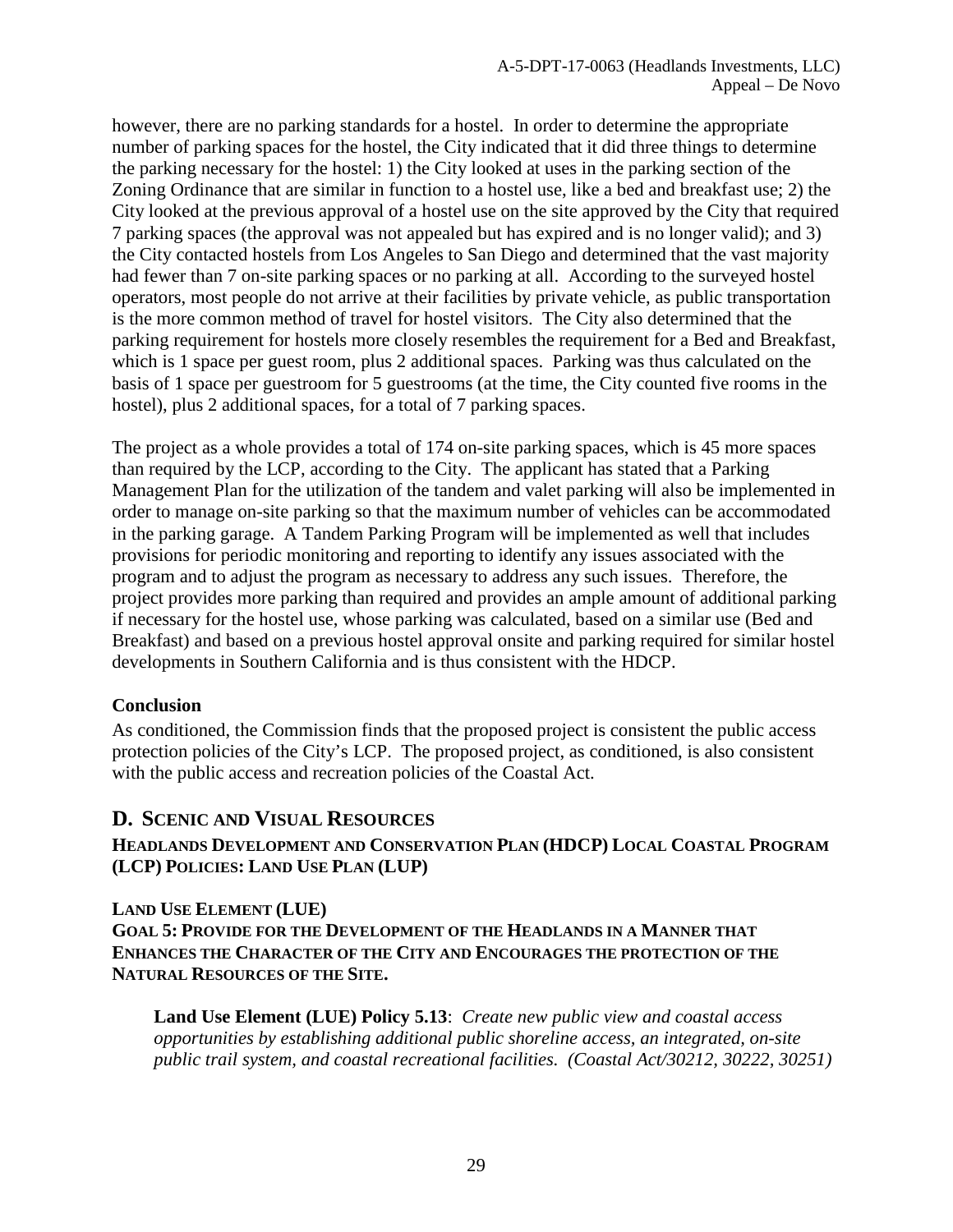however, there are no parking standards for a hostel. In order to determine the appropriate number of parking spaces for the hostel, the City indicated that it did three things to determine the parking necessary for the hostel: 1) the City looked at uses in the parking section of the Zoning Ordinance that are similar in function to a hostel use, like a bed and breakfast use; 2) the City looked at the previous approval of a hostel use on the site approved by the City that required 7 parking spaces (the approval was not appealed but has expired and is no longer valid); and 3) the City contacted hostels from Los Angeles to San Diego and determined that the vast majority had fewer than 7 on-site parking spaces or no parking at all. According to the surveyed hostel operators, most people do not arrive at their facilities by private vehicle, as public transportation is the more common method of travel for hostel visitors. The City also determined that the parking requirement for hostels more closely resembles the requirement for a Bed and Breakfast, which is 1 space per guest room, plus 2 additional spaces. Parking was thus calculated on the basis of 1 space per guestroom for 5 guestrooms (at the time, the City counted five rooms in the hostel), plus 2 additional spaces, for a total of 7 parking spaces.

The project as a whole provides a total of 174 on-site parking spaces, which is 45 more spaces than required by the LCP, according to the City. The applicant has stated that a Parking Management Plan for the utilization of the tandem and valet parking will also be implemented in order to manage on-site parking so that the maximum number of vehicles can be accommodated in the parking garage. A Tandem Parking Program will be implemented as well that includes provisions for periodic monitoring and reporting to identify any issues associated with the program and to adjust the program as necessary to address any such issues. Therefore, the project provides more parking than required and provides an ample amount of additional parking if necessary for the hostel use, whose parking was calculated, based on a similar use (Bed and Breakfast) and based on a previous hostel approval onsite and parking required for similar hostel developments in Southern California and is thus consistent with the HDCP.

**Conclusion**

As conditioned, the Commission finds that the proposed project is consistent the public access protection policies of the City's LCP. The proposed project, as conditioned, is also consistent with the public access and recreation policies of the Coastal Act.

## D. Scenic and Visual Resources

**Headlands Development and Conservation Plan (HDCP) Local Coastal Program (LCP) Policies: Land Use Plan (LUP)**

**Land Use Element (LUE)**

**Goal 5: Provide for the Development of the Headlands in a Manner that Enhances the Character of the City and Encourages the protection of the Natural Resources of the Site.**

> **Land Use Element (LUE) Policy 5.13**: *Create new public view and coastal access opportunities by establishing additional public shoreline access, an integrated, on-site public trail system, and coastal recreational facilities. (Coastal Act/30212, 30222, 30251)*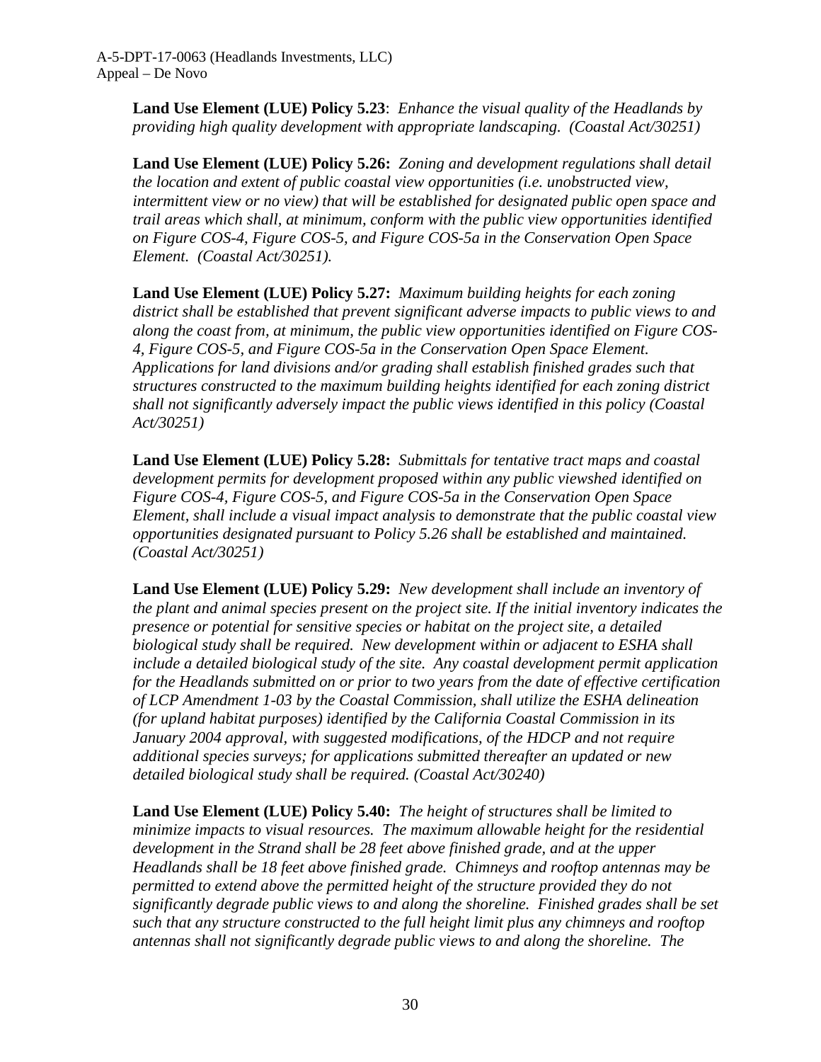**Land Use Element (LUE) Policy 5.23**: *Enhance the visual quality of the Headlands by providing high quality development with appropriate landscaping. (Coastal Act/30251)*

**Land Use Element (LUE) Policy 5.26:** *Zoning and development regulations shall detail the location and extent of public coastal view opportunities (i.e. unobstructed view, intermittent view or no view) that will be established for designated public open space and trail areas which shall, at minimum, conform with the public view opportunities identified on Figure COS-4, Figure COS-5, and Figure COS-5a in the Conservation Open Space Element. (Coastal Act/30251).*

**Land Use Element (LUE) Policy 5.27:** *Maximum building heights for each zoning district shall be established that prevent significant adverse impacts to public views to and along the coast from, at minimum, the public view opportunities identified on Figure COS-4, Figure COS-5, and Figure COS-5a in the Conservation Open Space Element. Applications for land divisions and/or grading shall establish finished grades such that structures constructed to the maximum building heights identified for each zoning district shall not significantly adversely impact the public views identified in this policy (Coastal Act/30251)*

**Land Use Element (LUE) Policy 5.28:** *Submittals for tentative tract maps and coastal development permits for development proposed within any public viewshed identified on Figure COS-4, Figure COS-5, and Figure COS-5a in the Conservation Open Space Element, shall include a visual impact analysis to demonstrate that the public coastal view opportunities designated pursuant to Policy 5.26 shall be established and maintained. (Coastal Act/30251)*

**Land Use Element (LUE) Policy 5.29:** *New development shall include an inventory of the plant and animal species present on the project site. If the initial inventory indicates the presence or potential for sensitive species or habitat on the project site, a detailed biological study shall be required. New development within or adjacent to ESHA shall include a detailed biological study of the site. Any coastal development permit application for the Headlands submitted on or prior to two years from the date of effective certification of LCP Amendment 1-03 by the Coastal Commission, shall utilize the ESHA delineation (for upland habitat purposes) identified by the California Coastal Commission in its January 2004 approval, with suggested modifications, of the HDCP and not require additional species surveys; for applications submitted thereafter an updated or new detailed biological study shall be required. (Coastal Act/30240)*

**Land Use Element (LUE) Policy 5.40:** *The height of structures shall be limited to minimize impacts to visual resources. The maximum allowable height for the residential development in the Strand shall be 28 feet above finished grade, and at the upper Headlands shall be 18 feet above finished grade. Chimneys and rooftop antennas may be permitted to extend above the permitted height of the structure provided they do not significantly degrade public views to and along the shoreline. Finished grades shall be set such that any structure constructed to the full height limit plus any chimneys and rooftop antennas shall not significantly degrade public views to and along the shoreline. The*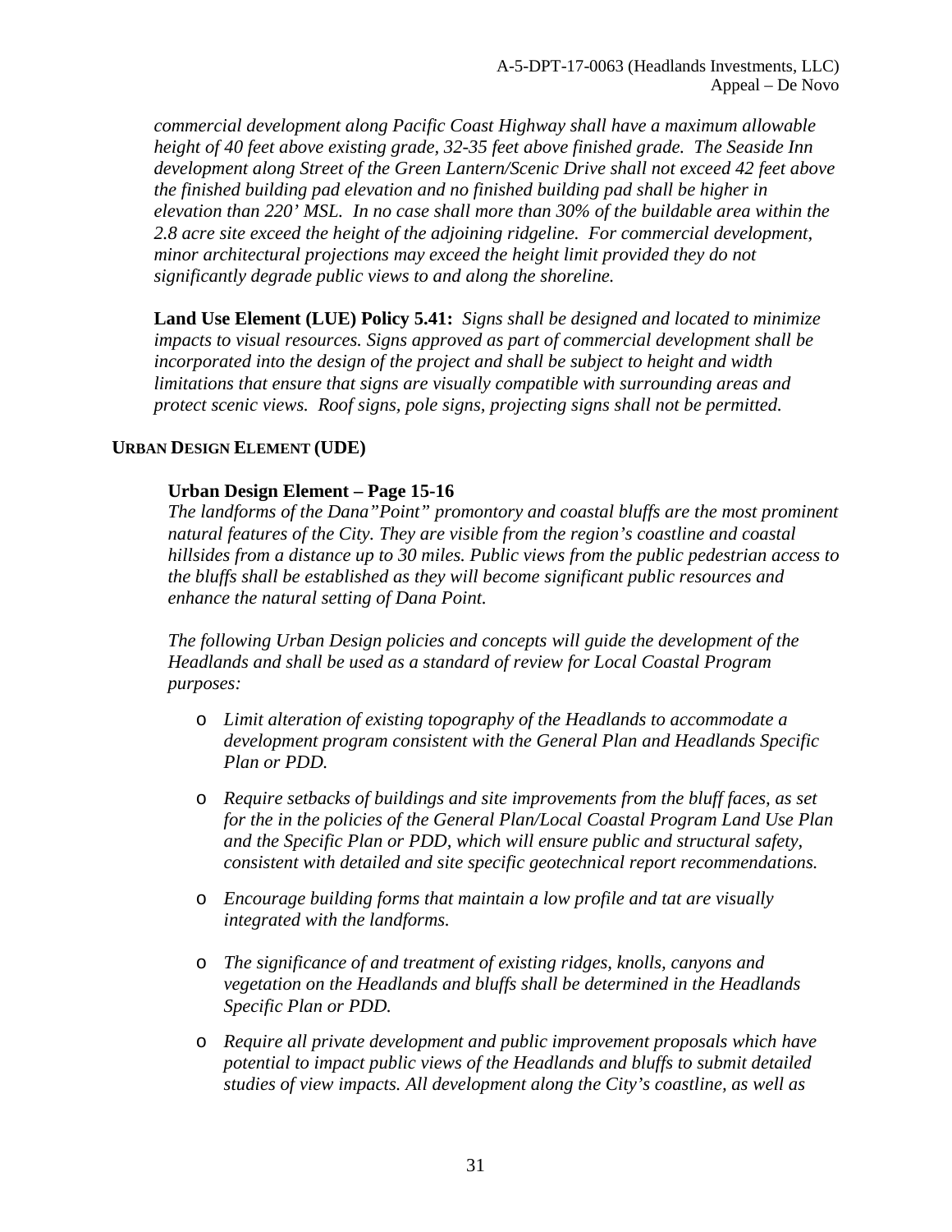*commercial development along Pacific Coast Highway shall have a maximum allowable height of 40 feet above existing grade, 32-35 feet above finished grade. The Seaside Inn development along Street of the Green Lantern/Scenic Drive shall not exceed 42 feet above the finished building pad elevation and no finished building pad shall be higher in elevation than 220' MSL. In no case shall more than 30% of the buildable area within the 2.8 acre site exceed the height of the adjoining ridgeline. For commercial development, minor architectural projections may exceed the height limit provided they do not significantly degrade public views to and along the shoreline.*

**Land Use Element (LUE) Policy 5.41:** *Signs shall be designed and located to minimize impacts to visual resources. Signs approved as part of commercial development shall be incorporated into the design of the project and shall be subject to height and width limitations that ensure that signs are visually compatible with surrounding areas and protect scenic views. Roof signs, pole signs, projecting signs shall not be permitted.*

### URBAN DESIGN ELEMENT (UDE)

**Urban Design Element – Page 15-16**

*The landforms of the Dana"Point" promontory and coastal bluffs are the most prominent natural features of the City. They are visible from the region's coastline and coastal hillsides from a distance up to 30 miles. Public views from the public pedestrian access to the bluffs shall be established as they will become significant public resources and enhance the natural setting of Dana Point.*

*The following Urban Design policies and concepts will guide the development of the Headlands and shall be used as a standard of review for Local Coastal Program purposes:*

- *Limit alteration of existing topography of the Headlands to accommodate a development program consistent with the General Plan and Headlands Specific Plan or PDD.*
- *Require setbacks of buildings and site improvements from the bluff faces, as set for the in the policies of the General Plan/Local Coastal Program Land Use Plan and the Specific Plan or PDD, which will ensure public and structural safety, consistent with detailed and site specific geotechnical report recommendations.*
- *Encourage building forms that maintain a low profile and tat are visually integrated with the landforms.*
- *The significance of and treatment of existing ridges, knolls, canyons and vegetation on the Headlands and bluffs shall be determined in the Headlands Specific Plan or PDD.*
- *Require all private development and public improvement proposals which have potential to impact public views of the Headlands and bluffs to submit detailed studies of view impacts. All development along the City's coastline, as well as*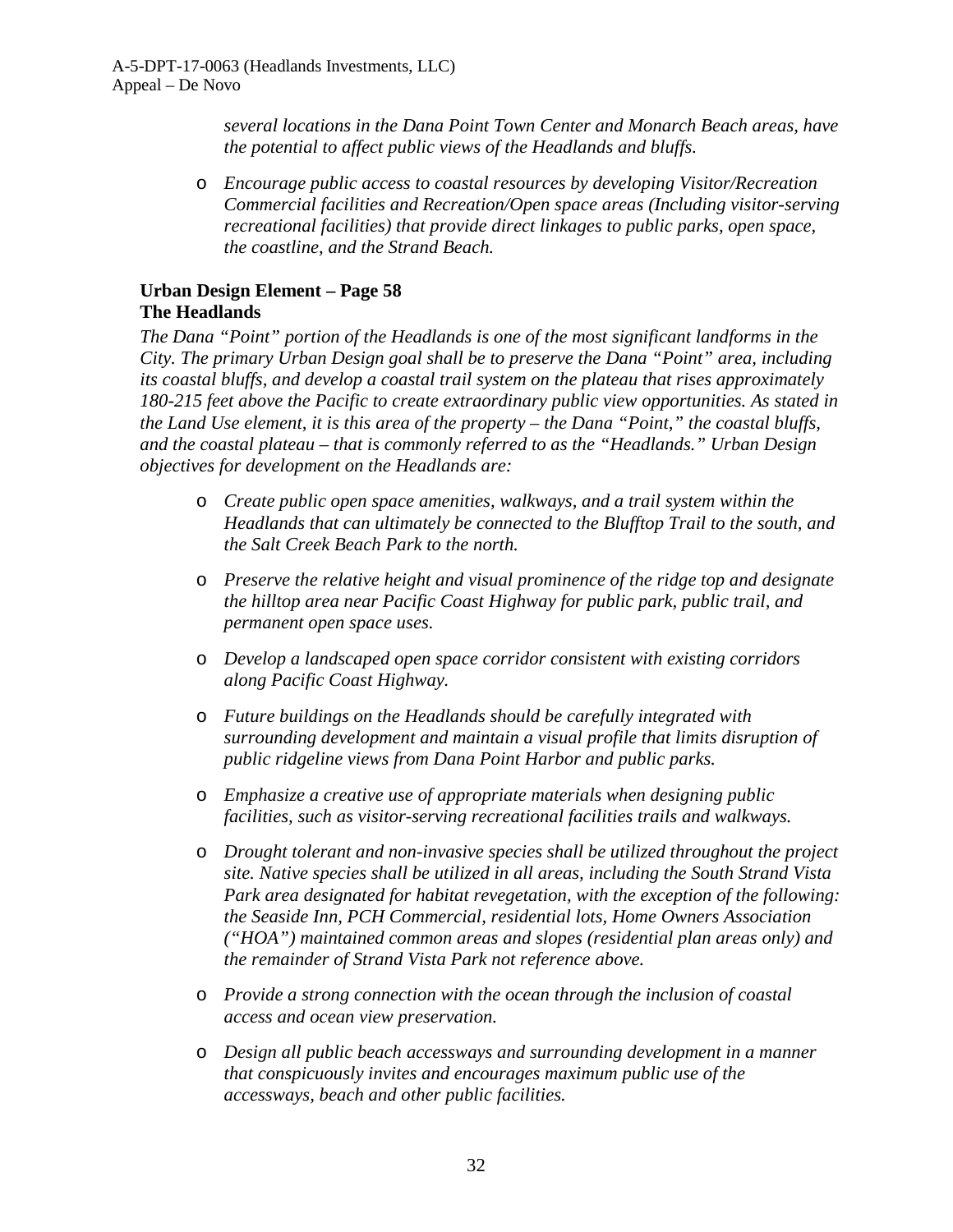*several locations in the Dana Point Town Center and Monarch Beach areas, have the potential to affect public views of the Headlands and bluffs.*

- *Encourage public access to coastal resources by developing Visitor/Recreation Commercial facilities and Recreation/Open space areas (Including visitor-serving recreational facilities) that provide direct linkages to public parks, open space, the coastline, and the Strand Beach.*

**Urban Design Element – Page 58**
**The Headlands**

*The Dana "Point" portion of the Headlands is one of the most significant landforms in the City. The primary Urban Design goal shall be to preserve the Dana "Point" area, including its coastal bluffs, and develop a coastal trail system on the plateau that rises approximately 180-215 feet above the Pacific to create extraordinary public view opportunities. As stated in the Land Use element, it is this area of the property – the Dana "Point," the coastal bluffs, and the coastal plateau – that is commonly referred to as the "Headlands." Urban Design objectives for development on the Headlands are:*

- *Create public open space amenities, walkways, and a trail system within the Headlands that can ultimately be connected to the Blufftop Trail to the south, and the Salt Creek Beach Park to the north.*
- *Preserve the relative height and visual prominence of the ridge top and designate the hilltop area near Pacific Coast Highway for public park, public trail, and permanent open space uses.*
- *Develop a landscaped open space corridor consistent with existing corridors along Pacific Coast Highway.*
- *Future buildings on the Headlands should be carefully integrated with surrounding development and maintain a visual profile that limits disruption of public ridgeline views from Dana Point Harbor and public parks.*
- *Emphasize a creative use of appropriate materials when designing public facilities, such as visitor-serving recreational facilities trails and walkways.*
- *Drought tolerant and non-invasive species shall be utilized throughout the project site. Native species shall be utilized in all areas, including the South Strand Vista Park area designated for habitat revegetation, with the exception of the following: the Seaside Inn, PCH Commercial, residential lots, Home Owners Association ("HOA") maintained common areas and slopes (residential plan areas only) and the remainder of Strand Vista Park not reference above.*
- *Provide a strong connection with the ocean through the inclusion of coastal access and ocean view preservation.*
- *Design all public beach accessways and surrounding development in a manner that conspicuously invites and encourages maximum public use of the accessways, beach and other public facilities.*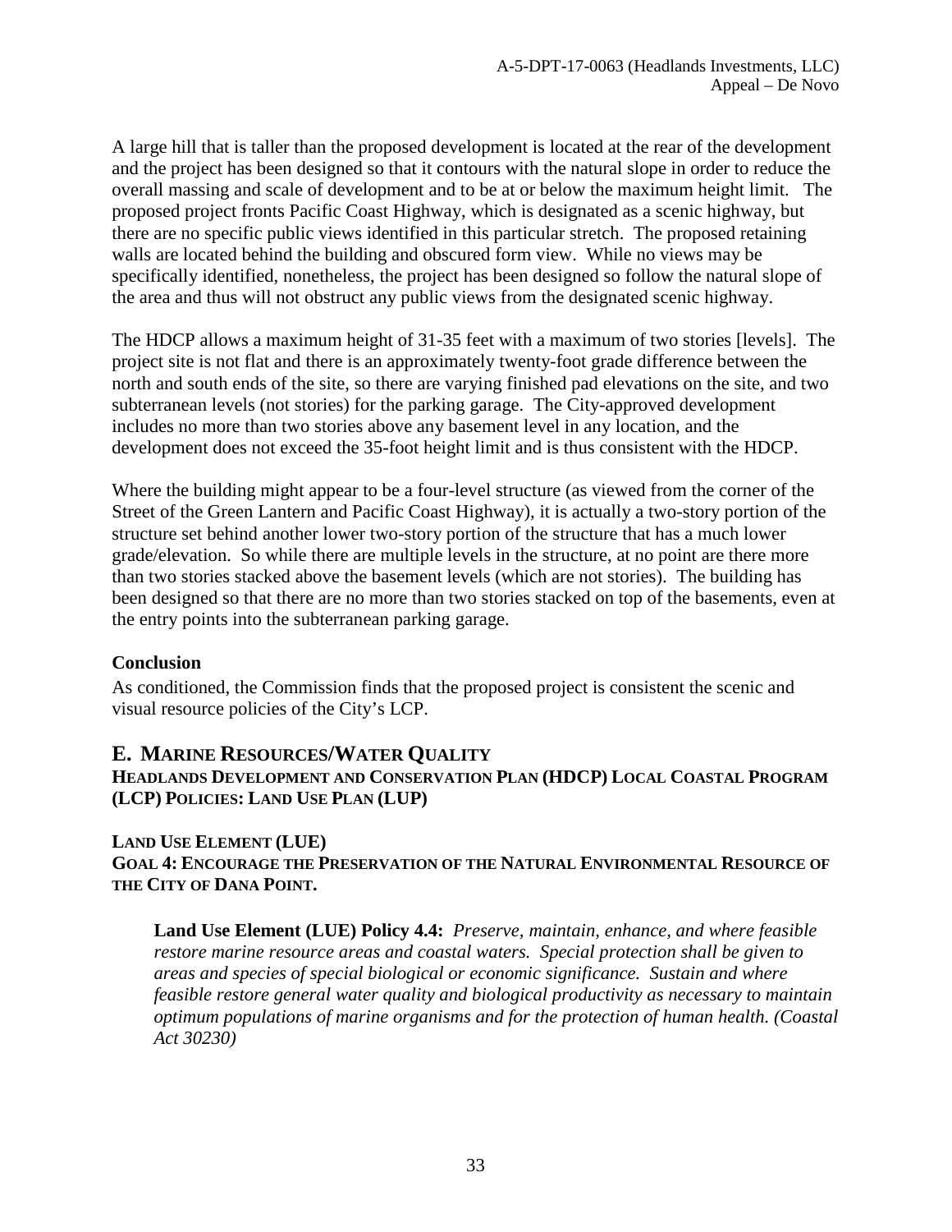A large hill that is taller than the proposed development is located at the rear of the development and the project has been designed so that it contours with the natural slope in order to reduce the overall massing and scale of development and to be at or below the maximum height limit. The proposed project fronts Pacific Coast Highway, which is designated as a scenic highway, but there are no specific public views identified in this particular stretch. The proposed retaining walls are located behind the building and obscured form view. While no views may be specifically identified, nonetheless, the project has been designed so follow the natural slope of the area and thus will not obstruct any public views from the designated scenic highway.

The HDCP allows a maximum height of 31-35 feet with a maximum of two stories [levels]. The project site is not flat and there is an approximately twenty-foot grade difference between the north and south ends of the site, so there are varying finished pad elevations on the site, and two subterranean levels (not stories) for the parking garage. The City-approved development includes no more than two stories above any basement level in any location, and the development does not exceed the 35-foot height limit and is thus consistent with the HDCP.

Where the building might appear to be a four-level structure (as viewed from the corner of the Street of the Green Lantern and Pacific Coast Highway), it is actually a two-story portion of the structure set behind another lower two-story portion of the structure that has a much lower grade/elevation. So while there are multiple levels in the structure, at no point are there more than two stories stacked above the basement levels (which are not stories). The building has been designed so that there are no more than two stories stacked on top of the basements, even at the entry points into the subterranean parking garage.

**Conclusion**

As conditioned, the Commission finds that the proposed project is consistent the scenic and visual resource policies of the City's LCP.

## E. Marine Resources/Water Quality

**Headlands Development and Conservation Plan (HDCP) Local Coastal Program (LCP) Policies: Land Use Plan (LUP)**

**Land Use Element (LUE)**
**Goal 4: Encourage the Preservation of the Natural Environmental Resource of the City of Dana Point.**

**Land Use Element (LUE) Policy 4.4:** *Preserve, maintain, enhance, and where feasible restore marine resource areas and coastal waters. Special protection shall be given to areas and species of special biological or economic significance. Sustain and where feasible restore general water quality and biological productivity as necessary to maintain optimum populations of marine organisms and for the protection of human health. (Coastal Act 30230)*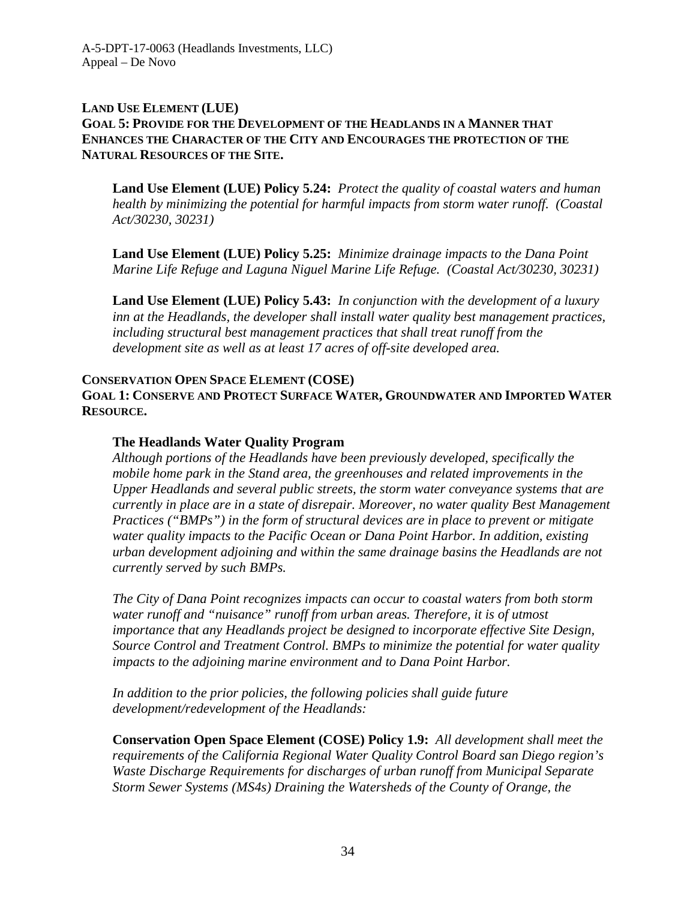**LAND USE ELEMENT (LUE)**
**GOAL 5: PROVIDE FOR THE DEVELOPMENT OF THE HEADLANDS IN A MANNER THAT ENHANCES THE CHARACTER OF THE CITY AND ENCOURAGES THE PROTECTION OF THE NATURAL RESOURCES OF THE SITE.**

> **Land Use Element (LUE) Policy 5.24:** *Protect the quality of coastal waters and human health by minimizing the potential for harmful impacts from storm water runoff. (Coastal Act/30230, 30231)*
>
> **Land Use Element (LUE) Policy 5.25:** *Minimize drainage impacts to the Dana Point Marine Life Refuge and Laguna Niguel Marine Life Refuge. (Coastal Act/30230, 30231)*
>
> **Land Use Element (LUE) Policy 5.43:** *In conjunction with the development of a luxury inn at the Headlands, the developer shall install water quality best management practices, including structural best management practices that shall treat runoff from the development site as well as at least 17 acres of off-site developed area.*

**CONSERVATION OPEN SPACE ELEMENT (COSE)**
**GOAL 1: CONSERVE AND PROTECT SURFACE WATER, GROUNDWATER AND IMPORTED WATER RESOURCE.**

> **The Headlands Water Quality Program**
> *Although portions of the Headlands have been previously developed, specifically the mobile home park in the Stand area, the greenhouses and related improvements in the Upper Headlands and several public streets, the storm water conveyance systems that are currently in place are in a state of disrepair. Moreover, no water quality Best Management Practices ("BMPs") in the form of structural devices are in place to prevent or mitigate water quality impacts to the Pacific Ocean or Dana Point Harbor. In addition, existing urban development adjoining and within the same drainage basins the Headlands are not currently served by such BMPs.*
>
> *The City of Dana Point recognizes impacts can occur to coastal waters from both storm water runoff and "nuisance" runoff from urban areas. Therefore, it is of utmost importance that any Headlands project be designed to incorporate effective Site Design, Source Control and Treatment Control. BMPs to minimize the potential for water quality impacts to the adjoining marine environment and to Dana Point Harbor.*
>
> *In addition to the prior policies, the following policies shall guide future development/redevelopment of the Headlands:*
>
> **Conservation Open Space Element (COSE) Policy 1.9:** *All development shall meet the requirements of the California Regional Water Quality Control Board san Diego region's Waste Discharge Requirements for discharges of urban runoff from Municipal Separate Storm Sewer Systems (MS4s) Draining the Watersheds of the County of Orange, the*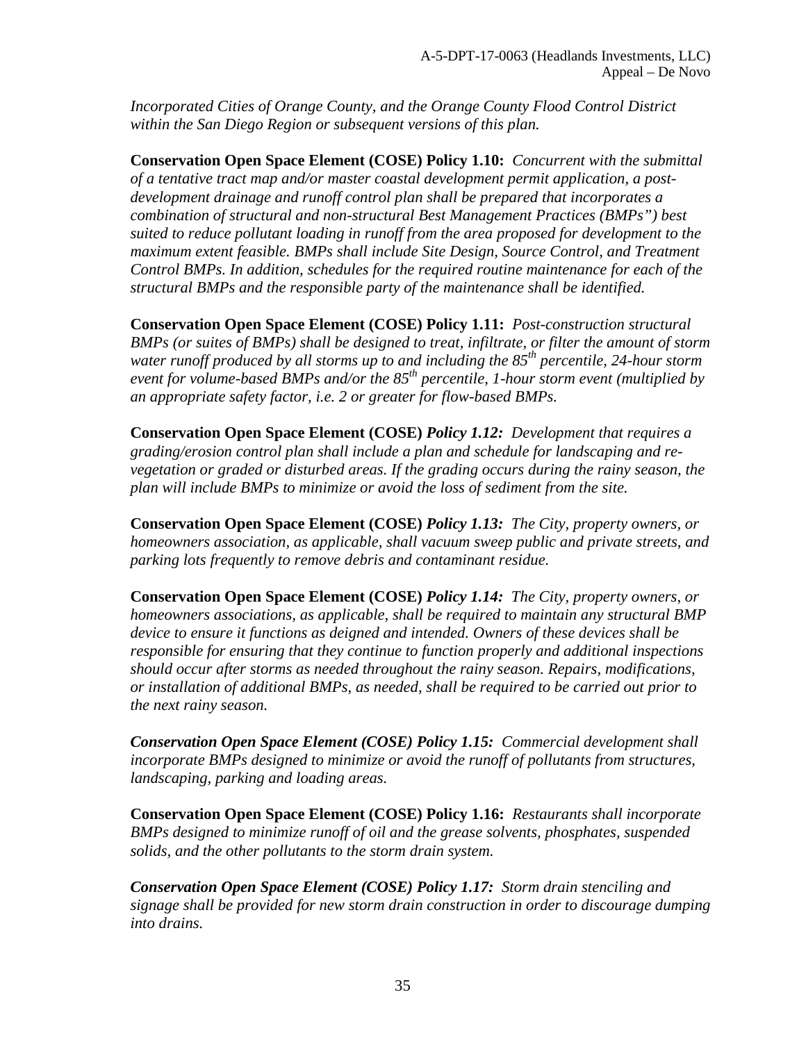*Incorporated Cities of Orange County, and the Orange County Flood Control District within the San Diego Region or subsequent versions of this plan.*

**Conservation Open Space Element (COSE) Policy 1.10:** *Concurrent with the submittal of a tentative tract map and/or master coastal development permit application, a post-development drainage and runoff control plan shall be prepared that incorporates a combination of structural and non-structural Best Management Practices (BMPs") best suited to reduce pollutant loading in runoff from the area proposed for development to the maximum extent feasible. BMPs shall include Site Design, Source Control, and Treatment Control BMPs. In addition, schedules for the required routine maintenance for each of the structural BMPs and the responsible party of the maintenance shall be identified.*

**Conservation Open Space Element (COSE) Policy 1.11:** *Post-construction structural BMPs (or suites of BMPs) shall be designed to treat, infiltrate, or filter the amount of storm water runoff produced by all storms up to and including the 85$^{th}$ percentile, 24-hour storm event for volume-based BMPs and/or the 85$^{th}$ percentile, 1-hour storm event (multiplied by an appropriate safety factor, i.e. 2 or greater for flow-based BMPs.*

**Conservation Open Space Element (COSE)** ***Policy 1.12:*** *Development that requires a grading/erosion control plan shall include a plan and schedule for landscaping and re-vegetation or graded or disturbed areas. If the grading occurs during the rainy season, the plan will include BMPs to minimize or avoid the loss of sediment from the site.*

**Conservation Open Space Element (COSE)** ***Policy 1.13:*** *The City, property owners, or homeowners association, as applicable, shall vacuum sweep public and private streets, and parking lots frequently to remove debris and contaminant residue.*

**Conservation Open Space Element (COSE)** ***Policy 1.14:*** *The City, property owners, or homeowners associations, as applicable, shall be required to maintain any structural BMP device to ensure it functions as deigned and intended. Owners of these devices shall be responsible for ensuring that they continue to function properly and additional inspections should occur after storms as needed throughout the rainy season. Repairs, modifications, or installation of additional BMPs, as needed, shall be required to be carried out prior to the next rainy season.*

***Conservation Open Space Element (COSE) Policy 1.15:*** *Commercial development shall incorporate BMPs designed to minimize or avoid the runoff of pollutants from structures, landscaping, parking and loading areas.*

**Conservation Open Space Element (COSE) Policy 1.16:** *Restaurants shall incorporate BMPs designed to minimize runoff of oil and the grease solvents, phosphates, suspended solids, and the other pollutants to the storm drain system.*

***Conservation Open Space Element (COSE) Policy 1.17:*** *Storm drain stenciling and signage shall be provided for new storm drain construction in order to discourage dumping into drains.*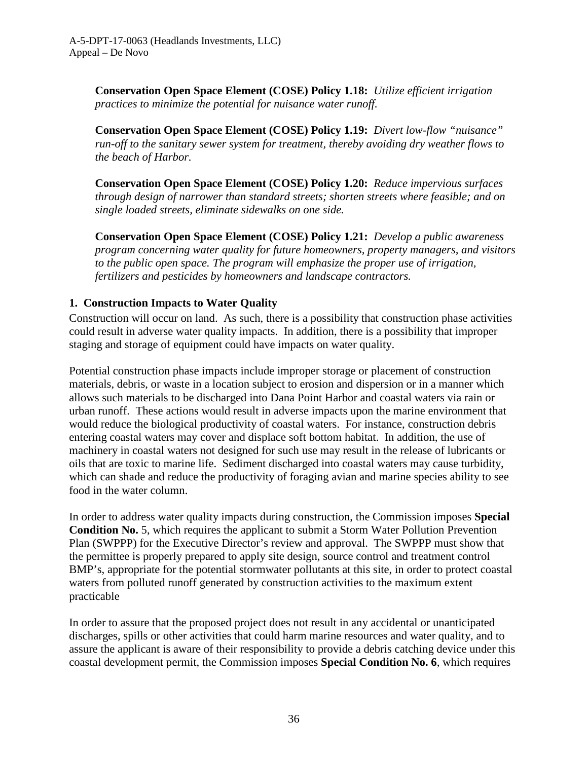**Conservation Open Space Element (COSE) Policy 1.18:** *Utilize efficient irrigation practices to minimize the potential for nuisance water runoff.*

**Conservation Open Space Element (COSE) Policy 1.19:** *Divert low-flow "nuisance" run-off to the sanitary sewer system for treatment, thereby avoiding dry weather flows to the beach of Harbor.*

**Conservation Open Space Element (COSE) Policy 1.20:** *Reduce impervious surfaces through design of narrower than standard streets; shorten streets where feasible; and on single loaded streets, eliminate sidewalks on one side.*

**Conservation Open Space Element (COSE) Policy 1.21:** *Develop a public awareness program concerning water quality for future homeowners, property managers, and visitors to the public open space. The program will emphasize the proper use of irrigation, fertilizers and pesticides by homeowners and landscape contractors.*

### 1. Construction Impacts to Water Quality

Construction will occur on land. As such, there is a possibility that construction phase activities could result in adverse water quality impacts. In addition, there is a possibility that improper staging and storage of equipment could have impacts on water quality.

Potential construction phase impacts include improper storage or placement of construction materials, debris, or waste in a location subject to erosion and dispersion or in a manner which allows such materials to be discharged into Dana Point Harbor and coastal waters via rain or urban runoff. These actions would result in adverse impacts upon the marine environment that would reduce the biological productivity of coastal waters. For instance, construction debris entering coastal waters may cover and displace soft bottom habitat. In addition, the use of machinery in coastal waters not designed for such use may result in the release of lubricants or oils that are toxic to marine life. Sediment discharged into coastal waters may cause turbidity, which can shade and reduce the productivity of foraging avian and marine species ability to see food in the water column.

In order to address water quality impacts during construction, the Commission imposes **Special Condition No.** 5, which requires the applicant to submit a Storm Water Pollution Prevention Plan (SWPPP) for the Executive Director's review and approval. The SWPPP must show that the permittee is properly prepared to apply site design, source control and treatment control BMP's, appropriate for the potential stormwater pollutants at this site, in order to protect coastal waters from polluted runoff generated by construction activities to the maximum extent practicable

In order to assure that the proposed project does not result in any accidental or unanticipated discharges, spills or other activities that could harm marine resources and water quality, and to assure the applicant is aware of their responsibility to provide a debris catching device under this coastal development permit, the Commission imposes **Special Condition No. 6**, which requires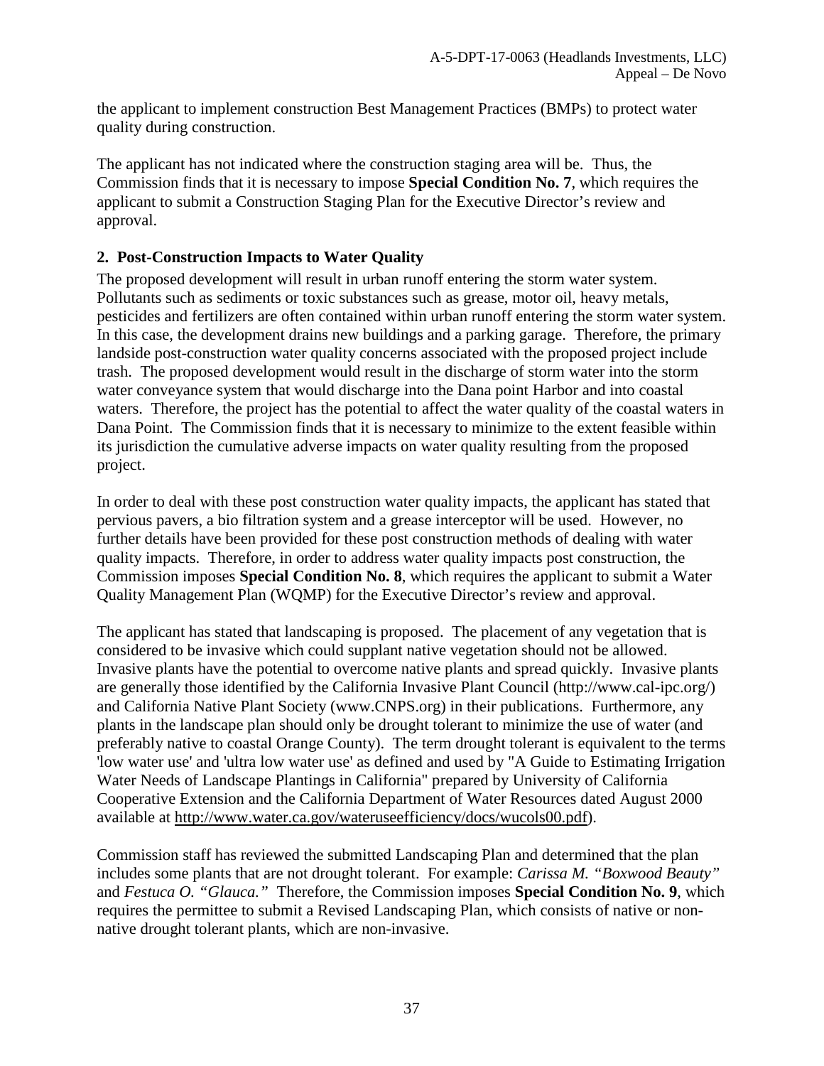the applicant to implement construction Best Management Practices (BMPs) to protect water quality during construction.

The applicant has not indicated where the construction staging area will be. Thus, the Commission finds that it is necessary to impose **Special Condition No. 7**, which requires the applicant to submit a Construction Staging Plan for the Executive Director's review and approval.

### 2. Post-Construction Impacts to Water Quality

The proposed development will result in urban runoff entering the storm water system. Pollutants such as sediments or toxic substances such as grease, motor oil, heavy metals, pesticides and fertilizers are often contained within urban runoff entering the storm water system. In this case, the development drains new buildings and a parking garage. Therefore, the primary landside post-construction water quality concerns associated with the proposed project include trash. The proposed development would result in the discharge of storm water into the storm water conveyance system that would discharge into the Dana point Harbor and into coastal waters. Therefore, the project has the potential to affect the water quality of the coastal waters in Dana Point. The Commission finds that it is necessary to minimize to the extent feasible within its jurisdiction the cumulative adverse impacts on water quality resulting from the proposed project.

In order to deal with these post construction water quality impacts, the applicant has stated that pervious pavers, a bio filtration system and a grease interceptor will be used. However, no further details have been provided for these post construction methods of dealing with water quality impacts. Therefore, in order to address water quality impacts post construction, the Commission imposes **Special Condition No. 8**, which requires the applicant to submit a Water Quality Management Plan (WQMP) for the Executive Director's review and approval.

The applicant has stated that landscaping is proposed. The placement of any vegetation that is considered to be invasive which could supplant native vegetation should not be allowed. Invasive plants have the potential to overcome native plants and spread quickly. Invasive plants are generally those identified by the California Invasive Plant Council (http://www.cal-ipc.org/) and California Native Plant Society (www.CNPS.org) in their publications. Furthermore, any plants in the landscape plan should only be drought tolerant to minimize the use of water (and preferably native to coastal Orange County). The term drought tolerant is equivalent to the terms 'low water use' and 'ultra low water use' as defined and used by "A Guide to Estimating Irrigation Water Needs of Landscape Plantings in California" prepared by University of California Cooperative Extension and the California Department of Water Resources dated August 2000 available at http://www.water.ca.gov/wateruseefficiency/docs/wucols00.pdf).

Commission staff has reviewed the submitted Landscaping Plan and determined that the plan includes some plants that are not drought tolerant. For example: *Carissa M. "Boxwood Beauty"* and *Festuca O. "Glauca."* Therefore, the Commission imposes **Special Condition No. 9**, which requires the permittee to submit a Revised Landscaping Plan, which consists of native or non-native drought tolerant plants, which are non-invasive.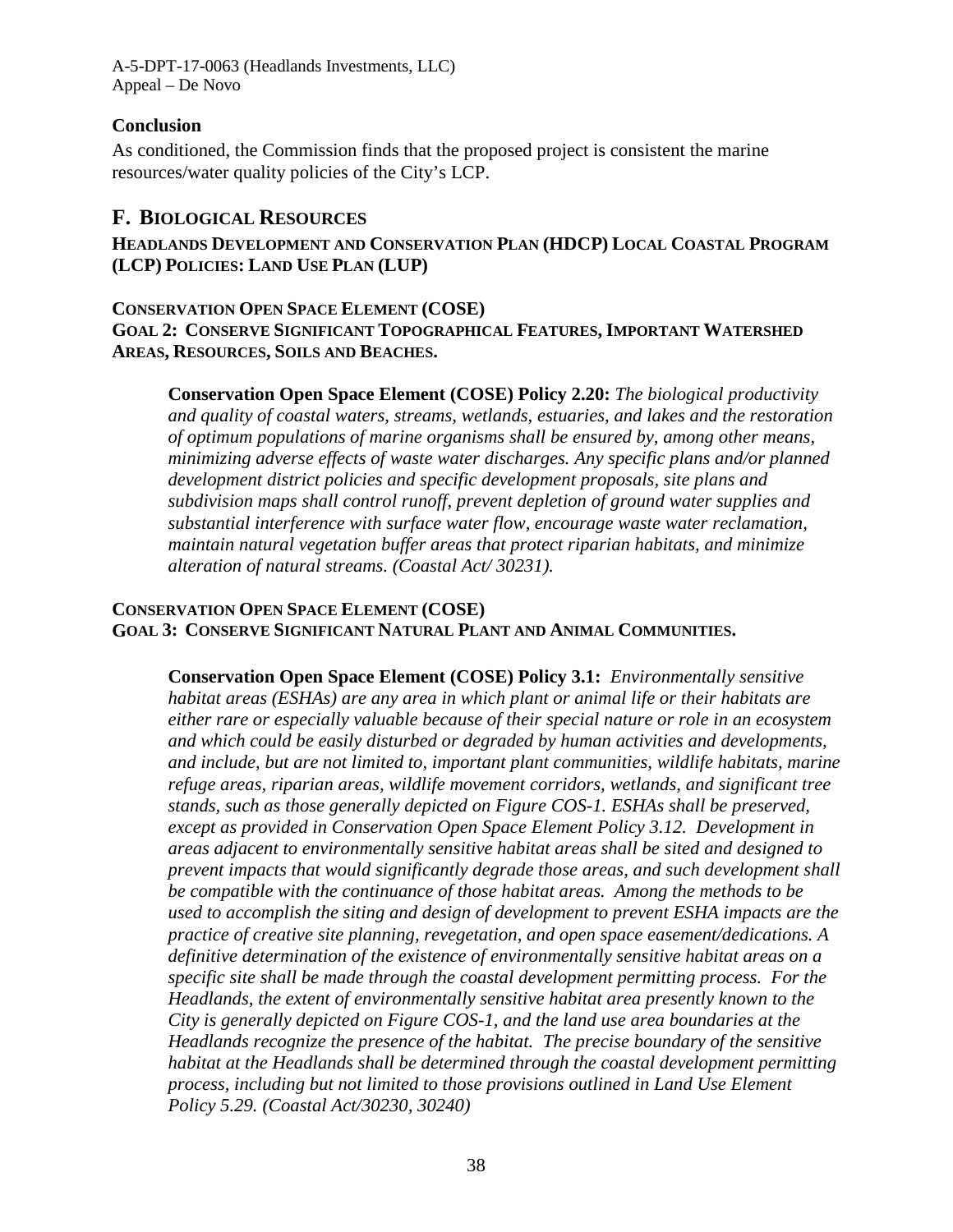### Conclusion

As conditioned, the Commission finds that the proposed project is consistent the marine resources/water quality policies of the City's LCP.

## F. BIOLOGICAL RESOURCES

**HEADLANDS DEVELOPMENT AND CONSERVATION PLAN (HDCP) LOCAL COASTAL PROGRAM (LCP) POLICIES: LAND USE PLAN (LUP)**

**CONSERVATION OPEN SPACE ELEMENT (COSE)**
**GOAL 2: CONSERVE SIGNIFICANT TOPOGRAPHICAL FEATURES, IMPORTANT WATERSHED AREAS, RESOURCES, SOILS AND BEACHES.**

> **Conservation Open Space Element (COSE) Policy 2.20:** *The biological productivity and quality of coastal waters, streams, wetlands, estuaries, and lakes and the restoration of optimum populations of marine organisms shall be ensured by, among other means, minimizing adverse effects of waste water discharges. Any specific plans and/or planned development district policies and specific development proposals, site plans and subdivision maps shall control runoff, prevent depletion of ground water supplies and substantial interference with surface water flow, encourage waste water reclamation, maintain natural vegetation buffer areas that protect riparian habitats, and minimize alteration of natural streams. (Coastal Act/ 30231).*

**CONSERVATION OPEN SPACE ELEMENT (COSE)**
**GOAL 3: CONSERVE SIGNIFICANT NATURAL PLANT AND ANIMAL COMMUNITIES.**

> **Conservation Open Space Element (COSE) Policy 3.1:** *Environmentally sensitive habitat areas (ESHAs) are any area in which plant or animal life or their habitats are either rare or especially valuable because of their special nature or role in an ecosystem and which could be easily disturbed or degraded by human activities and developments, and include, but are not limited to, important plant communities, wildlife habitats, marine refuge areas, riparian areas, wildlife movement corridors, wetlands, and significant tree stands, such as those generally depicted on Figure COS-1. ESHAs shall be preserved, except as provided in Conservation Open Space Element Policy 3.12. Development in areas adjacent to environmentally sensitive habitat areas shall be sited and designed to prevent impacts that would significantly degrade those areas, and such development shall be compatible with the continuance of those habitat areas. Among the methods to be used to accomplish the siting and design of development to prevent ESHA impacts are the practice of creative site planning, revegetation, and open space easement/dedications. A definitive determination of the existence of environmentally sensitive habitat areas on a specific site shall be made through the coastal development permitting process. For the Headlands, the extent of environmentally sensitive habitat area presently known to the City is generally depicted on Figure COS-1, and the land use area boundaries at the Headlands recognize the presence of the habitat. The precise boundary of the sensitive habitat at the Headlands shall be determined through the coastal development permitting process, including but not limited to those provisions outlined in Land Use Element Policy 5.29. (Coastal Act/30230, 30240)*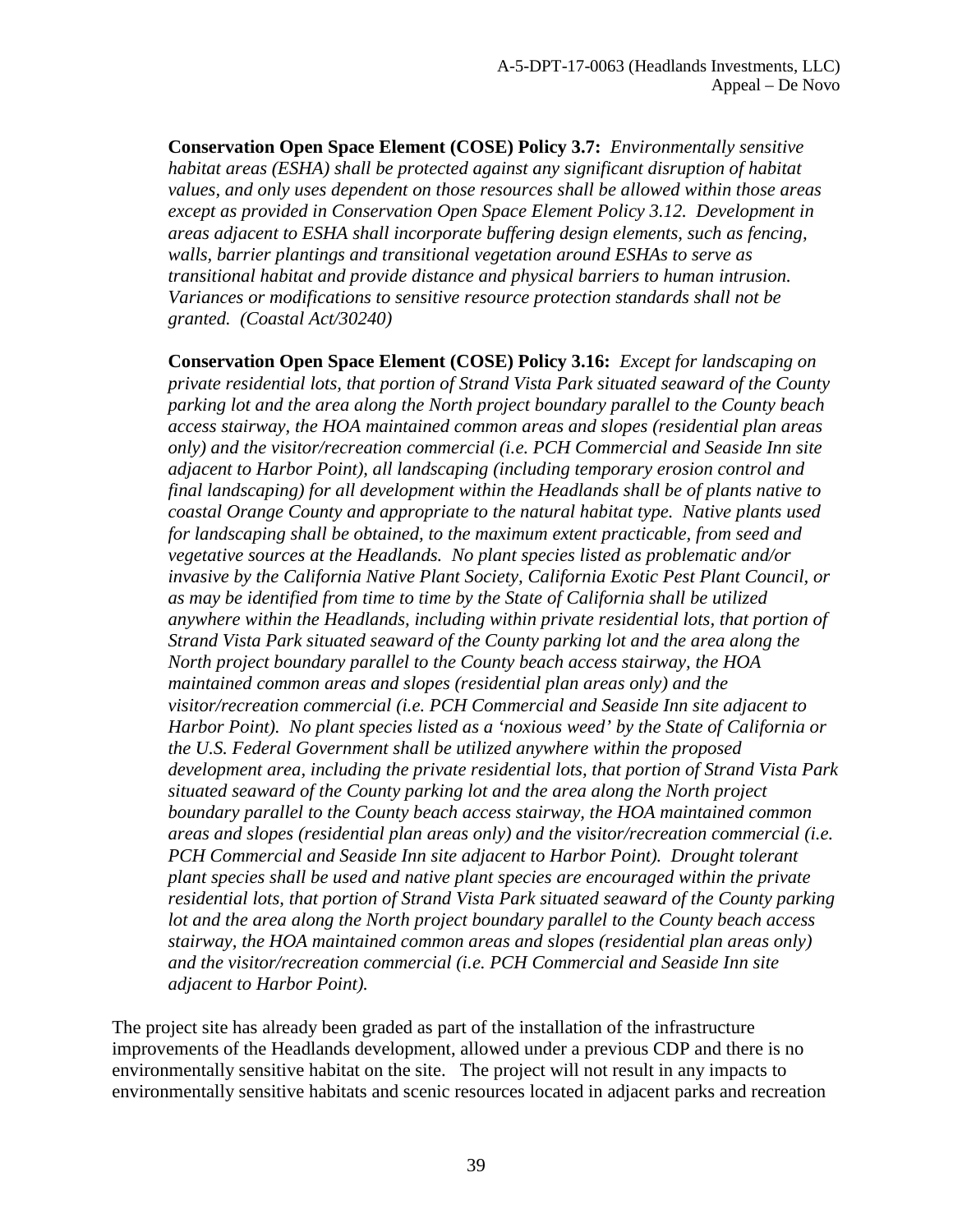**Conservation Open Space Element (COSE) Policy 3.7:** *Environmentally sensitive habitat areas (ESHA) shall be protected against any significant disruption of habitat values, and only uses dependent on those resources shall be allowed within those areas except as provided in Conservation Open Space Element Policy 3.12. Development in areas adjacent to ESHA shall incorporate buffering design elements, such as fencing, walls, barrier plantings and transitional vegetation around ESHAs to serve as transitional habitat and provide distance and physical barriers to human intrusion. Variances or modifications to sensitive resource protection standards shall not be granted. (Coastal Act/30240)*

**Conservation Open Space Element (COSE) Policy 3.16:** *Except for landscaping on private residential lots, that portion of Strand Vista Park situated seaward of the County parking lot and the area along the North project boundary parallel to the County beach access stairway, the HOA maintained common areas and slopes (residential plan areas only) and the visitor/recreation commercial (i.e. PCH Commercial and Seaside Inn site adjacent to Harbor Point), all landscaping (including temporary erosion control and final landscaping) for all development within the Headlands shall be of plants native to coastal Orange County and appropriate to the natural habitat type. Native plants used for landscaping shall be obtained, to the maximum extent practicable, from seed and vegetative sources at the Headlands. No plant species listed as problematic and/or invasive by the California Native Plant Society, California Exotic Pest Plant Council, or as may be identified from time to time by the State of California shall be utilized anywhere within the Headlands, including within private residential lots, that portion of Strand Vista Park situated seaward of the County parking lot and the area along the North project boundary parallel to the County beach access stairway, the HOA maintained common areas and slopes (residential plan areas only) and the visitor/recreation commercial (i.e. PCH Commercial and Seaside Inn site adjacent to Harbor Point). No plant species listed as a 'noxious weed' by the State of California or the U.S. Federal Government shall be utilized anywhere within the proposed development area, including the private residential lots, that portion of Strand Vista Park situated seaward of the County parking lot and the area along the North project boundary parallel to the County beach access stairway, the HOA maintained common areas and slopes (residential plan areas only) and the visitor/recreation commercial (i.e. PCH Commercial and Seaside Inn site adjacent to Harbor Point). Drought tolerant plant species shall be used and native plant species are encouraged within the private residential lots, that portion of Strand Vista Park situated seaward of the County parking lot and the area along the North project boundary parallel to the County beach access stairway, the HOA maintained common areas and slopes (residential plan areas only) and the visitor/recreation commercial (i.e. PCH Commercial and Seaside Inn site adjacent to Harbor Point).*

The project site has already been graded as part of the installation of the infrastructure improvements of the Headlands development, allowed under a previous CDP and there is no environmentally sensitive habitat on the site. The project will not result in any impacts to environmentally sensitive habitats and scenic resources located in adjacent parks and recreation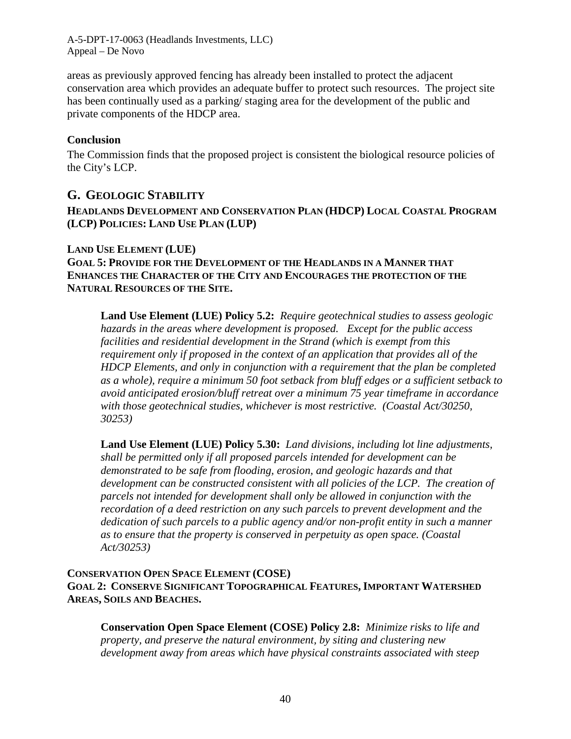areas as previously approved fencing has already been installed to protect the adjacent conservation area which provides an adequate buffer to protect such resources. The project site has been continually used as a parking/ staging area for the development of the public and private components of the HDCP area.

### Conclusion

The Commission finds that the proposed project is consistent the biological resource policies of the City's LCP.

## G. GEOLOGIC STABILITY

**HEADLANDS DEVELOPMENT AND CONSERVATION PLAN (HDCP) LOCAL COASTAL PROGRAM (LCP) POLICIES: LAND USE PLAN (LUP)**

**LAND USE ELEMENT (LUE)**
**GOAL 5: PROVIDE FOR THE DEVELOPMENT OF THE HEADLANDS IN A MANNER THAT ENHANCES THE CHARACTER OF THE CITY AND ENCOURAGES THE PROTECTION OF THE NATURAL RESOURCES OF THE SITE.**

> **Land Use Element (LUE) Policy 5.2:** *Require geotechnical studies to assess geologic hazards in the areas where development is proposed. Except for the public access facilities and residential development in the Strand (which is exempt from this requirement only if proposed in the context of an application that provides all of the HDCP Elements, and only in conjunction with a requirement that the plan be completed as a whole), require a minimum 50 foot setback from bluff edges or a sufficient setback to avoid anticipated erosion/bluff retreat over a minimum 75 year timeframe in accordance with those geotechnical studies, whichever is most restrictive. (Coastal Act/30250, 30253)*
>
> **Land Use Element (LUE) Policy 5.30:** *Land divisions, including lot line adjustments, shall be permitted only if all proposed parcels intended for development can be demonstrated to be safe from flooding, erosion, and geologic hazards and that development can be constructed consistent with all policies of the LCP. The creation of parcels not intended for development shall only be allowed in conjunction with the recordation of a deed restriction on any such parcels to prevent development and the dedication of such parcels to a public agency and/or non-profit entity in such a manner as to ensure that the property is conserved in perpetuity as open space. (Coastal Act/30253)*

**CONSERVATION OPEN SPACE ELEMENT (COSE)**
**GOAL 2: CONSERVE SIGNIFICANT TOPOGRAPHICAL FEATURES, IMPORTANT WATERSHED AREAS, SOILS AND BEACHES.**

> **Conservation Open Space Element (COSE) Policy 2.8:** *Minimize risks to life and property, and preserve the natural environment, by siting and clustering new development away from areas which have physical constraints associated with steep*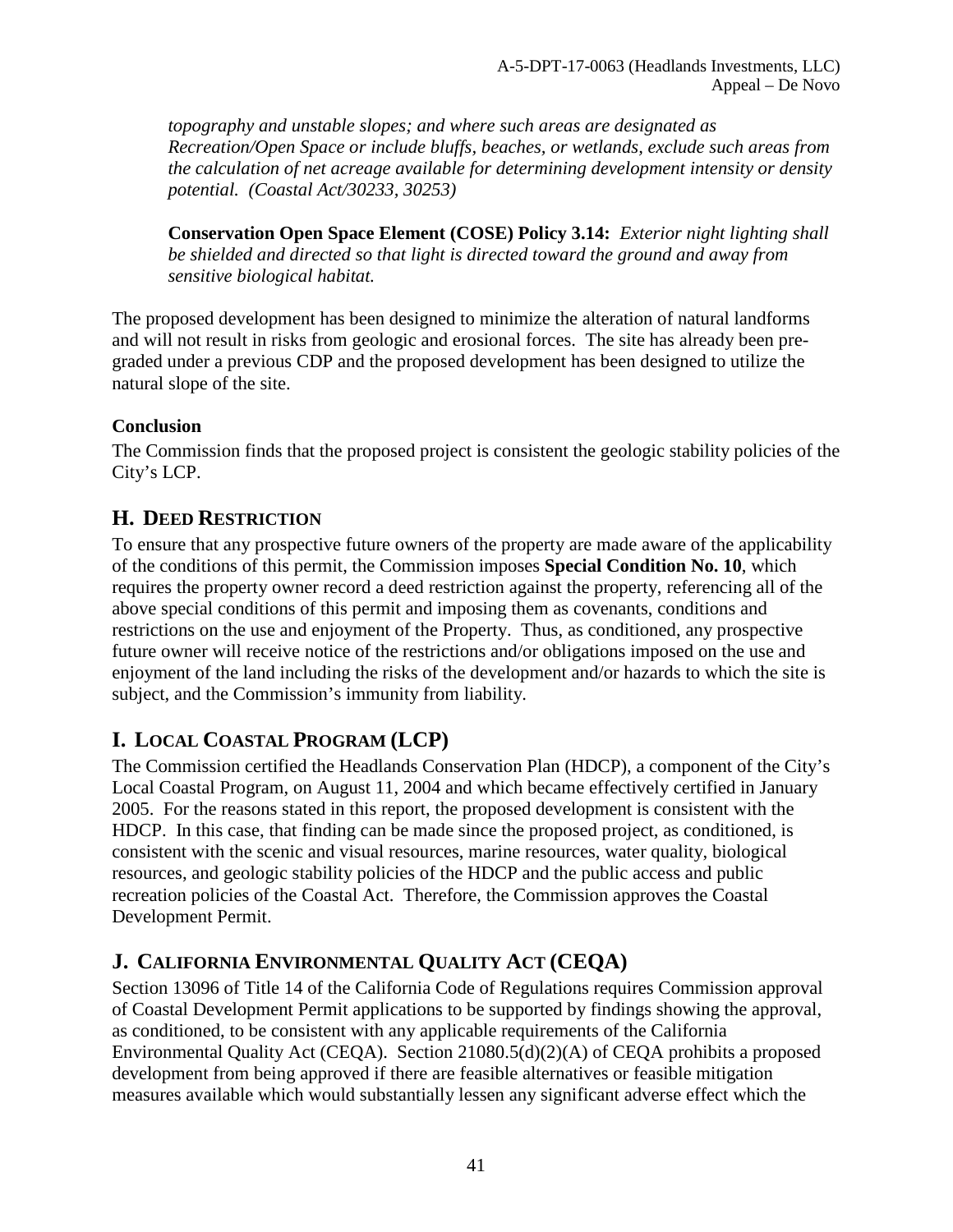*topography and unstable slopes; and where such areas are designated as Recreation/Open Space or include bluffs, beaches, or wetlands, exclude such areas from the calculation of net acreage available for determining development intensity or density potential. (Coastal Act/30233, 30253)*

**Conservation Open Space Element (COSE) Policy 3.14:** *Exterior night lighting shall be shielded and directed so that light is directed toward the ground and away from sensitive biological habitat.*

The proposed development has been designed to minimize the alteration of natural landforms and will not result in risks from geologic and erosional forces. The site has already been pre-graded under a previous CDP and the proposed development has been designed to utilize the natural slope of the site.

**Conclusion**

The Commission finds that the proposed project is consistent the geologic stability policies of the City's LCP.

## H. DEED RESTRICTION

To ensure that any prospective future owners of the property are made aware of the applicability of the conditions of this permit, the Commission imposes **Special Condition No. 10**, which requires the property owner record a deed restriction against the property, referencing all of the above special conditions of this permit and imposing them as covenants, conditions and restrictions on the use and enjoyment of the Property. Thus, as conditioned, any prospective future owner will receive notice of the restrictions and/or obligations imposed on the use and enjoyment of the land including the risks of the development and/or hazards to which the site is subject, and the Commission's immunity from liability.

## I. LOCAL COASTAL PROGRAM (LCP)

The Commission certified the Headlands Conservation Plan (HDCP), a component of the City's Local Coastal Program, on August 11, 2004 and which became effectively certified in January 2005. For the reasons stated in this report, the proposed development is consistent with the HDCP. In this case, that finding can be made since the proposed project, as conditioned, is consistent with the scenic and visual resources, marine resources, water quality, biological resources, and geologic stability policies of the HDCP and the public access and public recreation policies of the Coastal Act. Therefore, the Commission approves the Coastal Development Permit.

## J. CALIFORNIA ENVIRONMENTAL QUALITY ACT (CEQA)

Section 13096 of Title 14 of the California Code of Regulations requires Commission approval of Coastal Development Permit applications to be supported by findings showing the approval, as conditioned, to be consistent with any applicable requirements of the California Environmental Quality Act (CEQA). Section 21080.5(d)(2)(A) of CEQA prohibits a proposed development from being approved if there are feasible alternatives or feasible mitigation measures available which would substantially lessen any significant adverse effect which the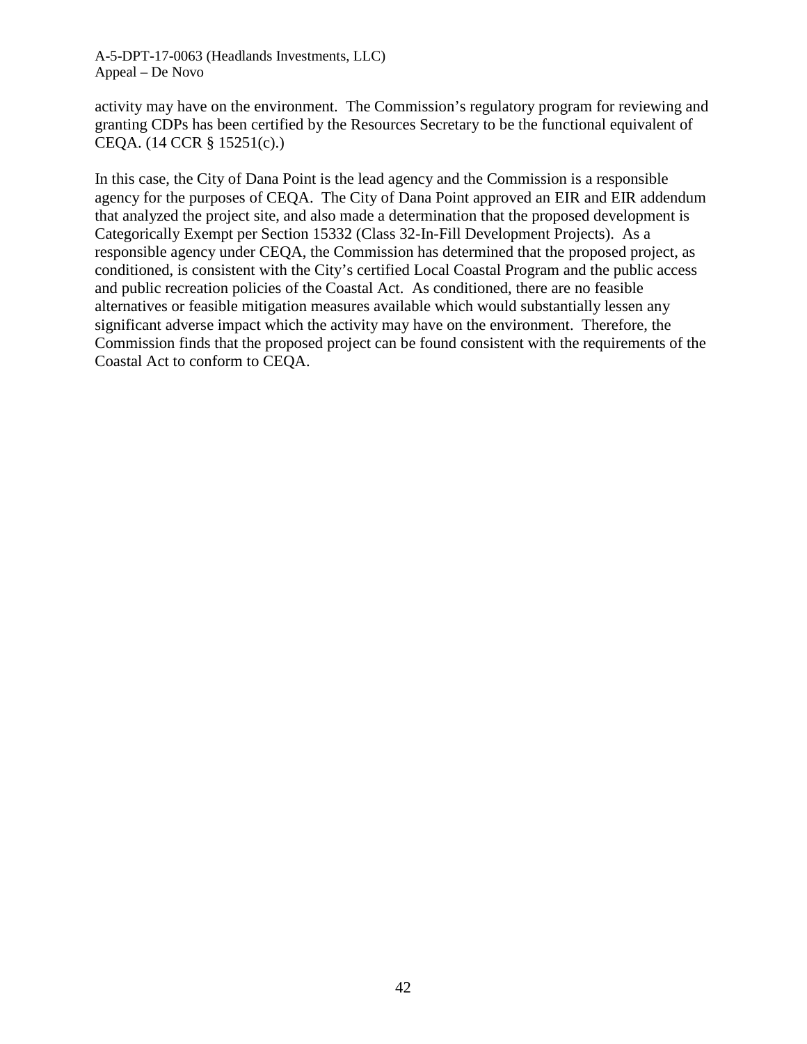activity may have on the environment. The Commission's regulatory program for reviewing and granting CDPs has been certified by the Resources Secretary to be the functional equivalent of CEQA. (14 CCR § 15251(c).)

In this case, the City of Dana Point is the lead agency and the Commission is a responsible agency for the purposes of CEQA. The City of Dana Point approved an EIR and EIR addendum that analyzed the project site, and also made a determination that the proposed development is Categorically Exempt per Section 15332 (Class 32-In-Fill Development Projects). As a responsible agency under CEQA, the Commission has determined that the proposed project, as conditioned, is consistent with the City's certified Local Coastal Program and the public access and public recreation policies of the Coastal Act. As conditioned, there are no feasible alternatives or feasible mitigation measures available which would substantially lessen any significant adverse impact which the activity may have on the environment. Therefore, the Commission finds that the proposed project can be found consistent with the requirements of the Coastal Act to conform to CEQA.